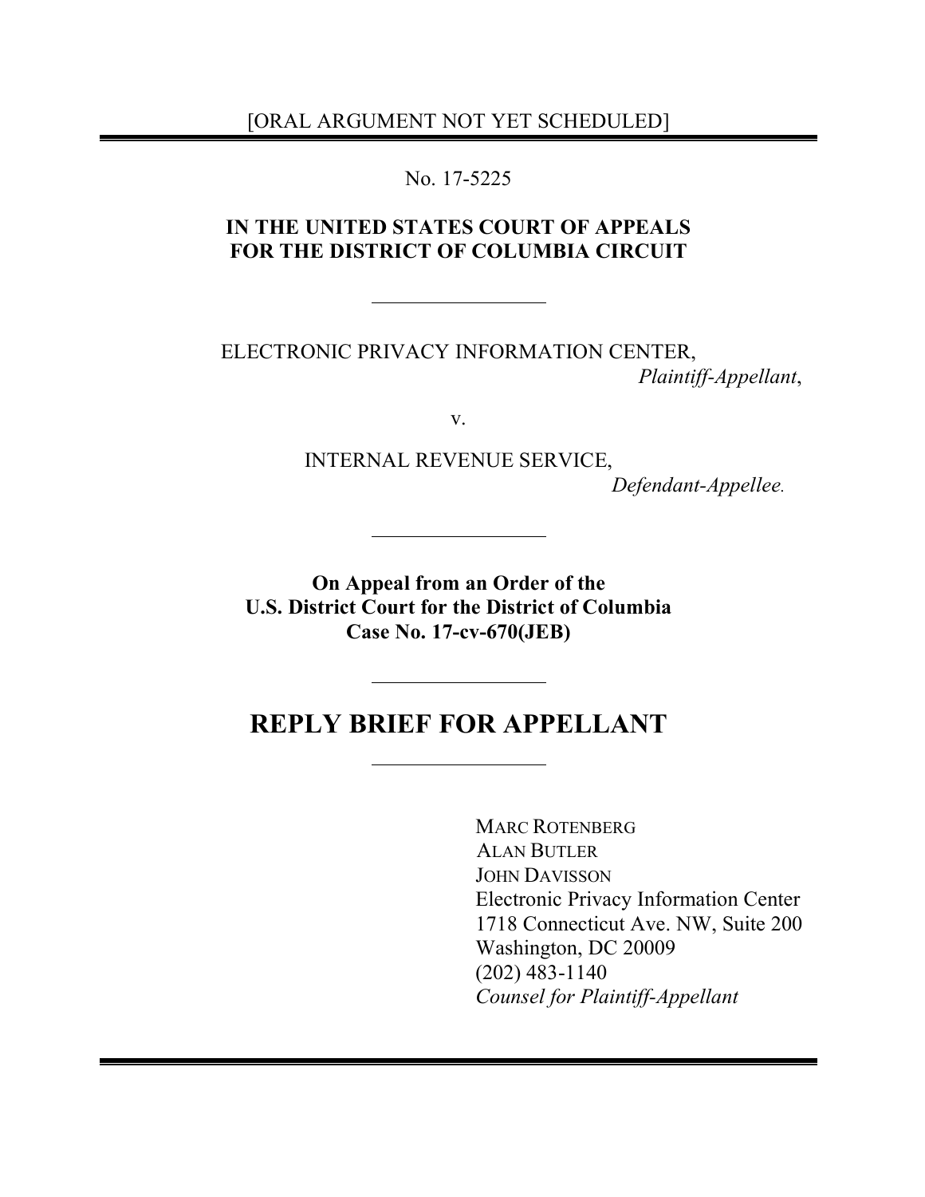[ORAL ARGUMENT NOT YET SCHEDULED]

No. 17-5225

**IN THE UNITED STATES COURT OF APPEALS**
**FOR THE DISTRICT OF COLUMBIA CIRCUIT**

---

ELECTRONIC PRIVACY INFORMATION CENTER,
*Plaintiff-Appellant*,

v.

INTERNAL REVENUE SERVICE,
*Defendant-Appellee.*

---

**On Appeal from an Order of the**
**U.S. District Court for the District of Columbia**
**Case No. 17-cv-670(JEB)**

---

# REPLY BRIEF FOR APPELLANT

---

MARC ROTENBERG
ALAN BUTLER
JOHN DAVISSON
Electronic Privacy Information Center
1718 Connecticut Ave. NW, Suite 200
Washington, DC 20009
(202) 483-1140
*Counsel for Plaintiff-Appellant*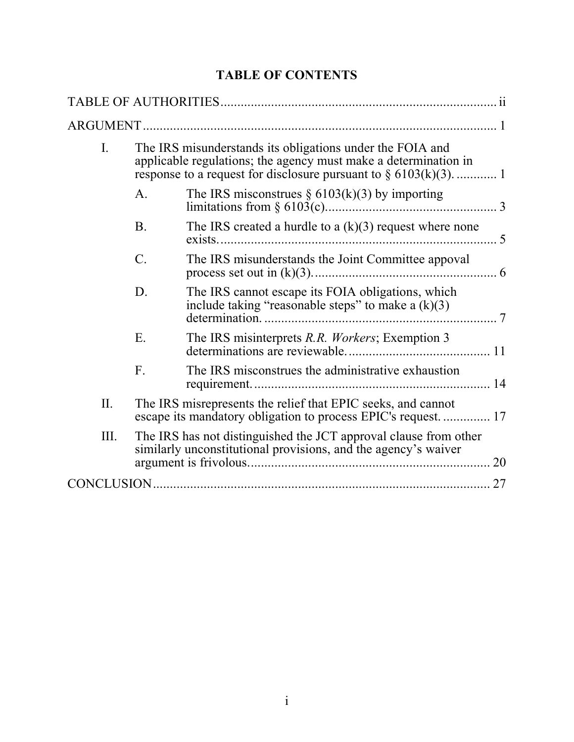# TABLE OF CONTENTS

TABLE OF AUTHORITIES ................................................................................. ii

ARGUMENT ........................................................................................................ 1

I. The IRS misunderstands its obligations under the FOIA and applicable regulations; the agency must make a determination in response to a request for disclosure pursuant to § 6103(k)(3). ............ 1

   A. The IRS misconstrues § 6103(k)(3) by importing limitations from § 6103(c). .................................................. 3

   B. The IRS created a hurdle to a (k)(3) request where none exists. ................................................................................ 5

   C. The IRS misunderstands the Joint Committee appoval process set out in (k)(3). ...................................................... 6

   D. The IRS cannot escape its FOIA obligations, which include taking "reasonable steps" to make a (k)(3) determination. ..................................................................... 7

   E. The IRS misinterprets *R.R. Workers*; Exemption 3 determinations are reviewable. .......................................... 11

   F. The IRS misconstrues the administrative exhaustion requirement. ...................................................................... 14

II. The IRS misrepresents the relief that EPIC seeks, and cannot escape its mandatory obligation to process EPIC's request. .............. 17

III. The IRS has not distinguished the JCT approval clause from other similarly unconstitutional provisions, and the agency's waiver argument is frivolous. ...................................................................... 20

CONCLUSION ................................................................................................... 27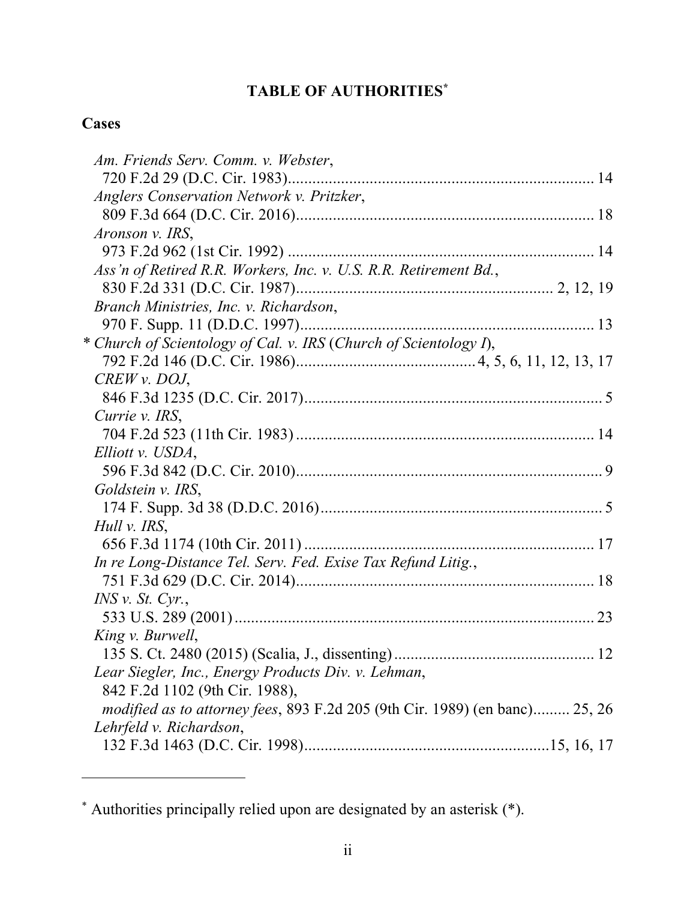# TABLE OF AUTHORITIES[*]

## Cases

*Am. Friends Serv. Comm. v. Webster*,
720 F.2d 29 (D.C. Cir. 1983).......................................................................... 14

*Anglers Conservation Network v. Pritzker*,
809 F.3d 664 (D.C. Cir. 2016)......................................................................... 18

*Aronson v. IRS*,
973 F.2d 962 (1st Cir. 1992) .......................................................................... 14

*Ass'n of Retired R.R. Workers, Inc. v. U.S. R.R. Retirement Bd.*,
830 F.2d 331 (D.C. Cir. 1987)............................................................. 2, 12, 19

*Branch Ministries, Inc. v. Richardson*,
970 F. Supp. 11 (D.D.C. 1997)....................................................................... 13

\* *Church of Scientology of Cal. v. IRS* (*Church of Scientology I*),
792 F.2d 146 (D.C. Cir. 1986)........................................... 4, 5, 6, 11, 12, 13, 17

*CREW v. DOJ*,
846 F.3d 1235 (D.C. Cir. 2017)......................................................................... 5

*Currie v. IRS*,
704 F.2d 523 (11th Cir. 1983) ......................................................................... 14

*Elliott v. USDA*,
596 F.3d 842 (D.C. Cir. 2010)........................................................................... 9

*Goldstein v. IRS*,
174 F. Supp. 3d 38 (D.D.C. 2016)..................................................................... 5

*Hull v. IRS*,
656 F.3d 1174 (10th Cir. 2011) ....................................................................... 17

*In re Long-Distance Tel. Serv. Fed. Exise Tax Refund Litig.*,
751 F.3d 629 (D.C. Cir. 2014)......................................................................... 18

*INS v. St. Cyr.*,
533 U.S. 289 (2001) ........................................................................................ 23

*King v. Burwell*,
135 S. Ct. 2480 (2015) (Scalia, J., dissenting).................................................. 12

*Lear Siegler, Inc., Energy Products Div. v. Lehman*,
842 F.2d 1102 (9th Cir. 1988),
*modified as to attorney fees*, 893 F.2d 205 (9th Cir. 1989) (en banc)......... 25, 26

*Lehrfeld v. Richardson*,
132 F.3d 1463 (D.C. Cir. 1998)...........................................................15, 16, 17

---

[*] Authorities principally relied upon are designated by an asterisk (*).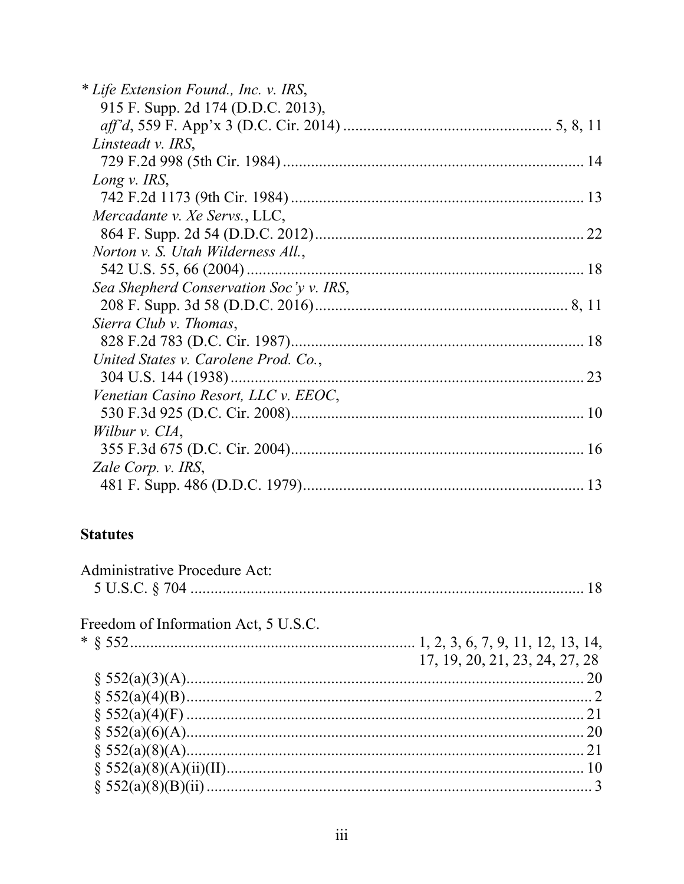\* *Life Extension Found., Inc. v. IRS*,
915 F. Supp. 2d 174 (D.D.C. 2013),
*aff'd*, 559 F. App'x 3 (D.C. Cir. 2014) .................................................. 5, 8, 11

*Linsteadt v. IRS*,
729 F.2d 998 (5th Cir. 1984) .......................................................................... 14

*Long v. IRS*,
742 F.2d 1173 (9th Cir. 1984) ........................................................................ 13

*Mercadante v. Xe Servs.*, LLC,
864 F. Supp. 2d 54 (D.D.C. 2012) .................................................................. 22

*Norton v. S. Utah Wilderness All.*,
542 U.S. 55, 66 (2004) .................................................................................... 18

*Sea Shepherd Conservation Soc'y v. IRS*,
208 F. Supp. 3d 58 (D.D.C. 2016) .............................................................. 8, 11

*Sierra Club v. Thomas*,
828 F.2d 783 (D.C. Cir. 1987) ........................................................................ 18

*United States v. Carolene Prod. Co.*,
304 U.S. 144 (1938) ....................................................................................... 23

*Venetian Casino Resort, LLC v. EEOC*,
530 F.3d 925 (D.C. Cir. 2008) ........................................................................ 10

*Wilbur v. CIA*,
355 F.3d 675 (D.C. Cir. 2004) ........................................................................ 16

*Zale Corp. v. IRS*,
481 F. Supp. 486 (D.D.C. 1979) ..................................................................... 13

**Statutes**

Administrative Procedure Act:
5 U.S.C. § 704 ................................................................................................ 18

Freedom of Information Act, 5 U.S.C.
\* § 552 ..................................................................... 1, 2, 3, 6, 7, 9, 11, 12, 13, 14, 17, 19, 20, 21, 23, 24, 27, 28
§ 552(a)(3)(A) ................................................................................................. 20
§ 552(a)(4)(B) ................................................................................................... 2
§ 552(a)(4)(F) .................................................................................................. 21
§ 552(a)(6)(A) ................................................................................................. 20
§ 552(a)(8)(A) ................................................................................................. 21
§ 552(a)(8)(A)(ii)(II) ....................................................................................... 10
§ 552(a)(8)(B)(ii) .............................................................................................. 3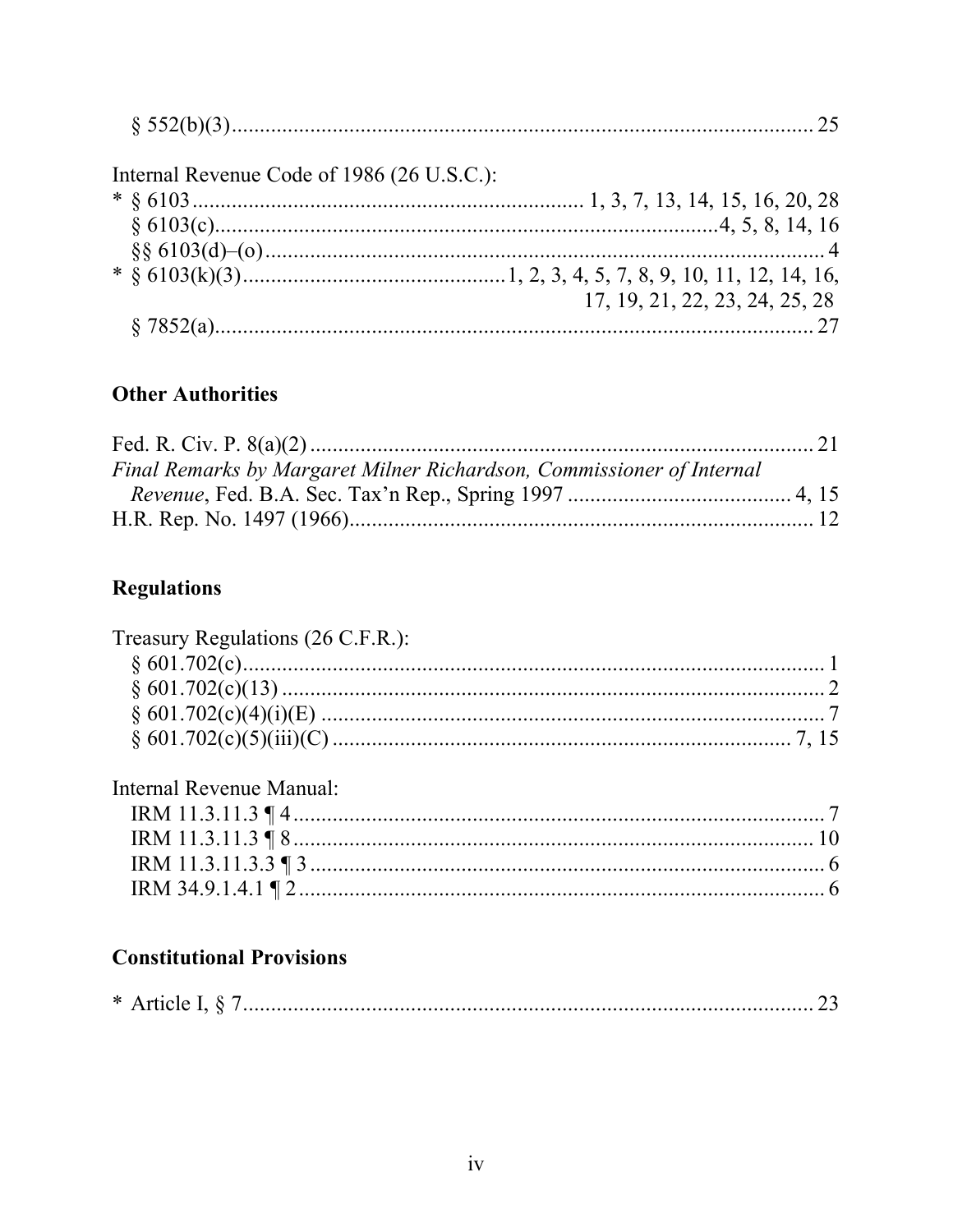§ 552(b)(3) .......................................................................................... 25

Internal Revenue Code of 1986 (26 U.S.C.):

* § 6103 ...................................................................... 1, 3, 7, 13, 14, 15, 16, 20, 28
§ 6103(c) ...........................................................................................4, 5, 8, 14, 16
§§ 6103(d)–(o) .......................................................................................................... 4
* § 6103(k)(3) ..............................................1, 2, 3, 4, 5, 7, 8, 9, 10, 11, 12, 14, 16, 17, 19, 21, 22, 23, 24, 25, 28
§ 7852(a) ................................................................................................................ 27

**Other Authorities**

Fed. R. Civ. P. 8(a)(2) .......................................................................................... 21
*Final Remarks by Margaret Milner Richardson, Commissioner of Internal Revenue*, Fed. B.A. Sec. Tax'n Rep., Spring 1997 ........................................ 4, 15
H.R. Rep. No. 1497 (1966) .................................................................................... 12

**Regulations**

Treasury Regulations (26 C.F.R.):

§ 601.702(c) .............................................................................................................. 1
§ 601.702(c)(13) ........................................................................................................ 2
§ 601.702(c)(4)(i)(E) ................................................................................................ 7
§ 601.702(c)(5)(iii)(C) ........................................................................................ 7, 15

Internal Revenue Manual:

IRM 11.3.11.3 ¶ 4 ...................................................................................................... 7
IRM 11.3.11.3 ¶ 8 .................................................................................................... 10
IRM 11.3.11.3.3 ¶ 3 .................................................................................................. 6
IRM 34.9.1.4.1 ¶ 2 .................................................................................................... 6

**Constitutional Provisions**

* Article I, § 7 ............................................................................................................ 23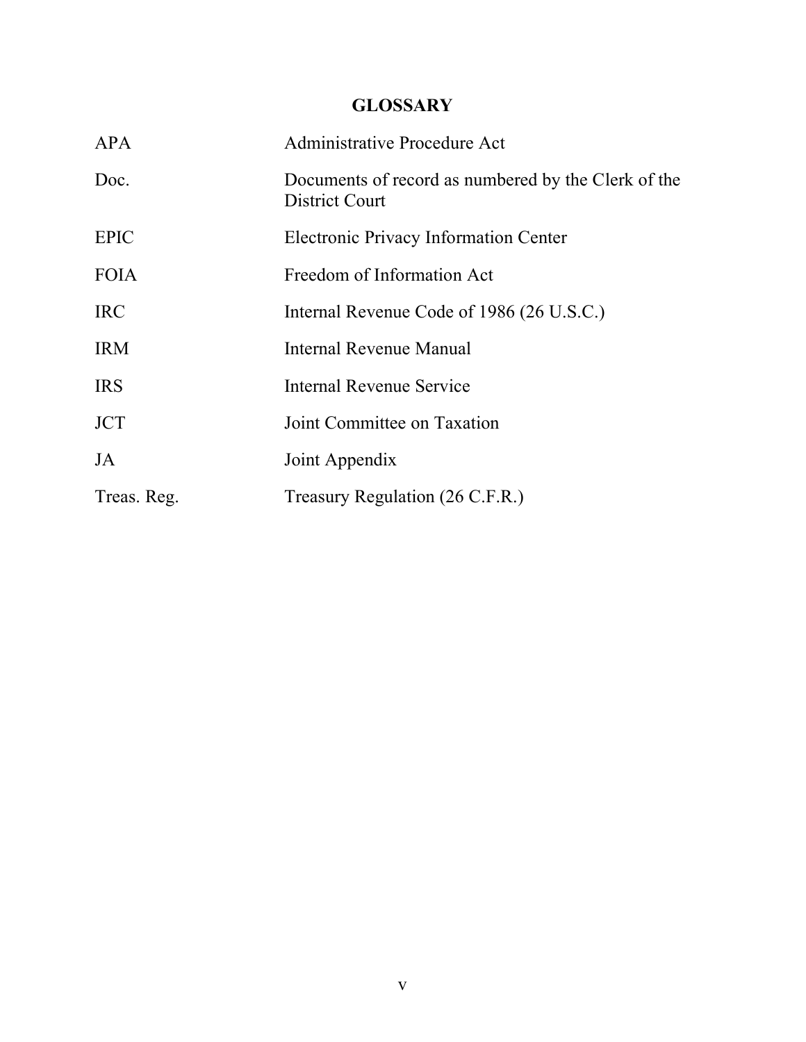## GLOSSARY

| | |
|---|---|
| APA | Administrative Procedure Act |
| Doc. | Documents of record as numbered by the Clerk of the District Court |
| EPIC | Electronic Privacy Information Center |
| FOIA | Freedom of Information Act |
| IRC | Internal Revenue Code of 1986 (26 U.S.C.) |
| IRM | Internal Revenue Manual |
| IRS | Internal Revenue Service |
| JCT | Joint Committee on Taxation |
| JA | Joint Appendix |
| Treas. Reg. | Treasury Regulation (26 C.F.R.) |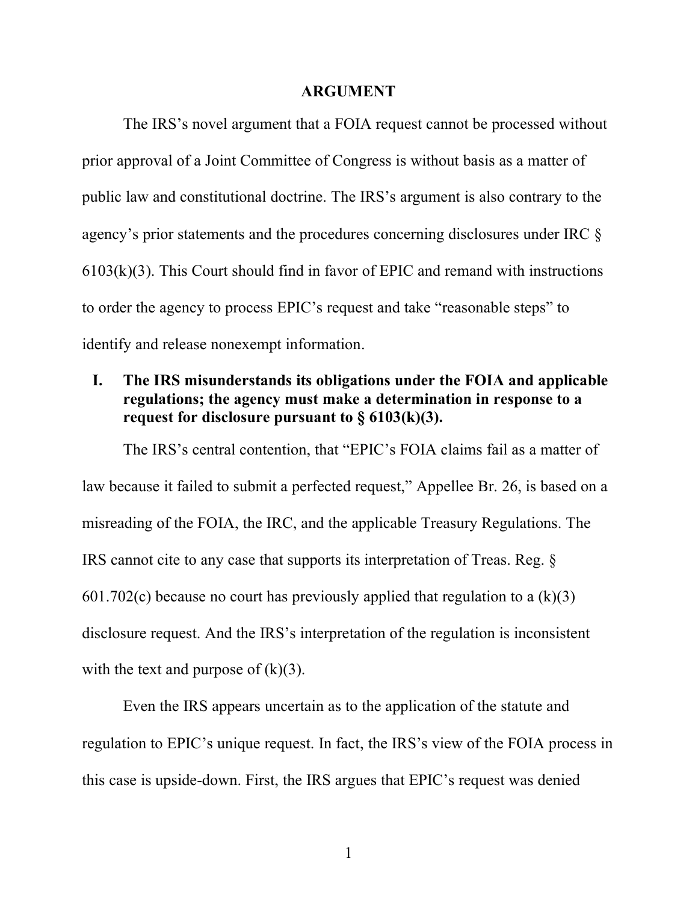# ARGUMENT

The IRS's novel argument that a FOIA request cannot be processed without prior approval of a Joint Committee of Congress is without basis as a matter of public law and constitutional doctrine. The IRS's argument is also contrary to the agency's prior statements and the procedures concerning disclosures under IRC § 6103(k)(3). This Court should find in favor of EPIC and remand with instructions to order the agency to process EPIC's request and take "reasonable steps" to identify and release nonexempt information.

## I. The IRS misunderstands its obligations under the FOIA and applicable regulations; the agency must make a determination in response to a request for disclosure pursuant to § 6103(k)(3).

The IRS's central contention, that "EPIC's FOIA claims fail as a matter of law because it failed to submit a perfected request," Appellee Br. 26, is based on a misreading of the FOIA, the IRC, and the applicable Treasury Regulations. The IRS cannot cite to any case that supports its interpretation of Treas. Reg. § 601.702(c) because no court has previously applied that regulation to a (k)(3) disclosure request. And the IRS's interpretation of the regulation is inconsistent with the text and purpose of (k)(3).

Even the IRS appears uncertain as to the application of the statute and regulation to EPIC's unique request. In fact, the IRS's view of the FOIA process in this case is upside-down. First, the IRS argues that EPIC's request was denied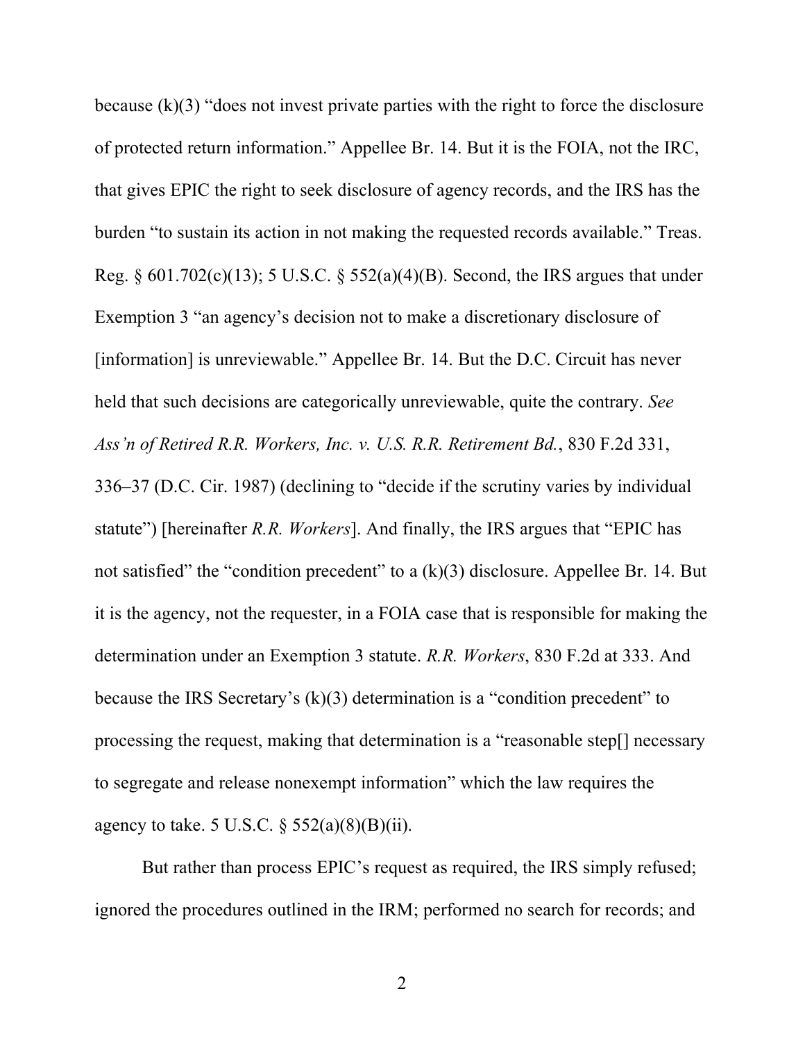because (k)(3) "does not invest private parties with the right to force the disclosure of protected return information." Appellee Br. 14. But it is the FOIA, not the IRC, that gives EPIC the right to seek disclosure of agency records, and the IRS has the burden "to sustain its action in not making the requested records available." Treas. Reg. § 601.702(c)(13); 5 U.S.C. § 552(a)(4)(B). Second, the IRS argues that under Exemption 3 "an agency's decision not to make a discretionary disclosure of [information] is unreviewable." Appellee Br. 14. But the D.C. Circuit has never held that such decisions are categorically unreviewable, quite the contrary. *See Ass'n of Retired R.R. Workers, Inc. v. U.S. R.R. Retirement Bd.*, 830 F.2d 331, 336–37 (D.C. Cir. 1987) (declining to "decide if the scrutiny varies by individual statute") [hereinafter *R.R. Workers*]. And finally, the IRS argues that "EPIC has not satisfied" the "condition precedent" to a (k)(3) disclosure. Appellee Br. 14. But it is the agency, not the requester, in a FOIA case that is responsible for making the determination under an Exemption 3 statute. *R.R. Workers*, 830 F.2d at 333. And because the IRS Secretary's (k)(3) determination is a "condition precedent" to processing the request, making that determination is a "reasonable step[] necessary to segregate and release nonexempt information" which the law requires the agency to take. 5 U.S.C. § 552(a)(8)(B)(ii).

But rather than process EPIC's request as required, the IRS simply refused; ignored the procedures outlined in the IRM; performed no search for records; and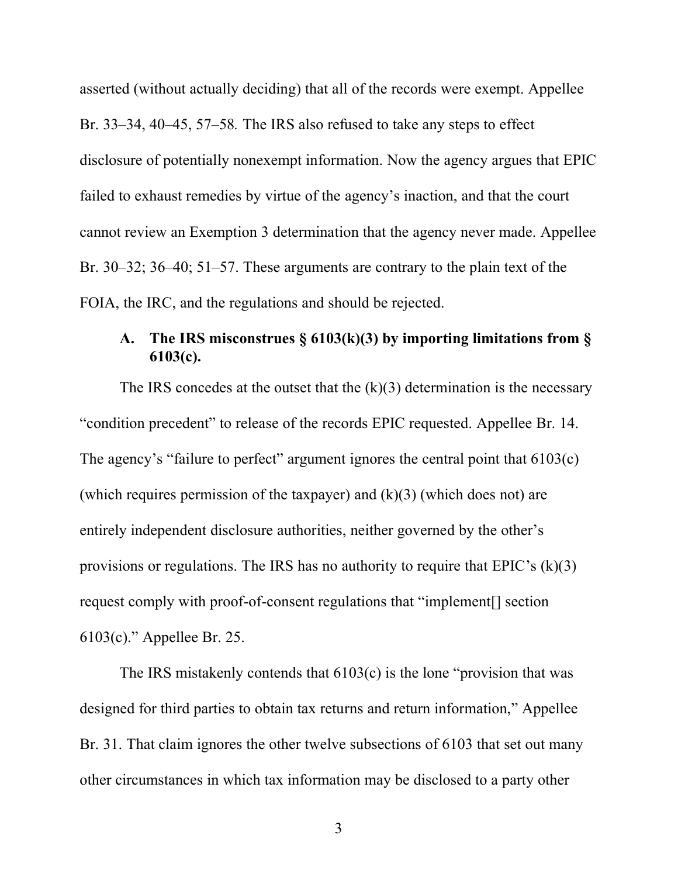asserted (without actually deciding) that all of the records were exempt. Appellee Br. 33–34, 40–45, 57–58. The IRS also refused to take any steps to effect disclosure of potentially nonexempt information. Now the agency argues that EPIC failed to exhaust remedies by virtue of the agency's inaction, and that the court cannot review an Exemption 3 determination that the agency never made. Appellee Br. 30–32; 36–40; 51–57. These arguments are contrary to the plain text of the FOIA, the IRC, and the regulations and should be rejected.

### A. The IRS misconstrues § 6103(k)(3) by importing limitations from § 6103(c).

The IRS concedes at the outset that the (k)(3) determination is the necessary "condition precedent" to release of the records EPIC requested. Appellee Br. 14. The agency's "failure to perfect" argument ignores the central point that 6103(c) (which requires permission of the taxpayer) and (k)(3) (which does not) are entirely independent disclosure authorities, neither governed by the other's provisions or regulations. The IRS has no authority to require that EPIC's (k)(3) request comply with proof-of-consent regulations that "implement[] section 6103(c)." Appellee Br. 25.

The IRS mistakenly contends that 6103(c) is the lone "provision that was designed for third parties to obtain tax returns and return information," Appellee Br. 31. That claim ignores the other twelve subsections of 6103 that set out many other circumstances in which tax information may be disclosed to a party other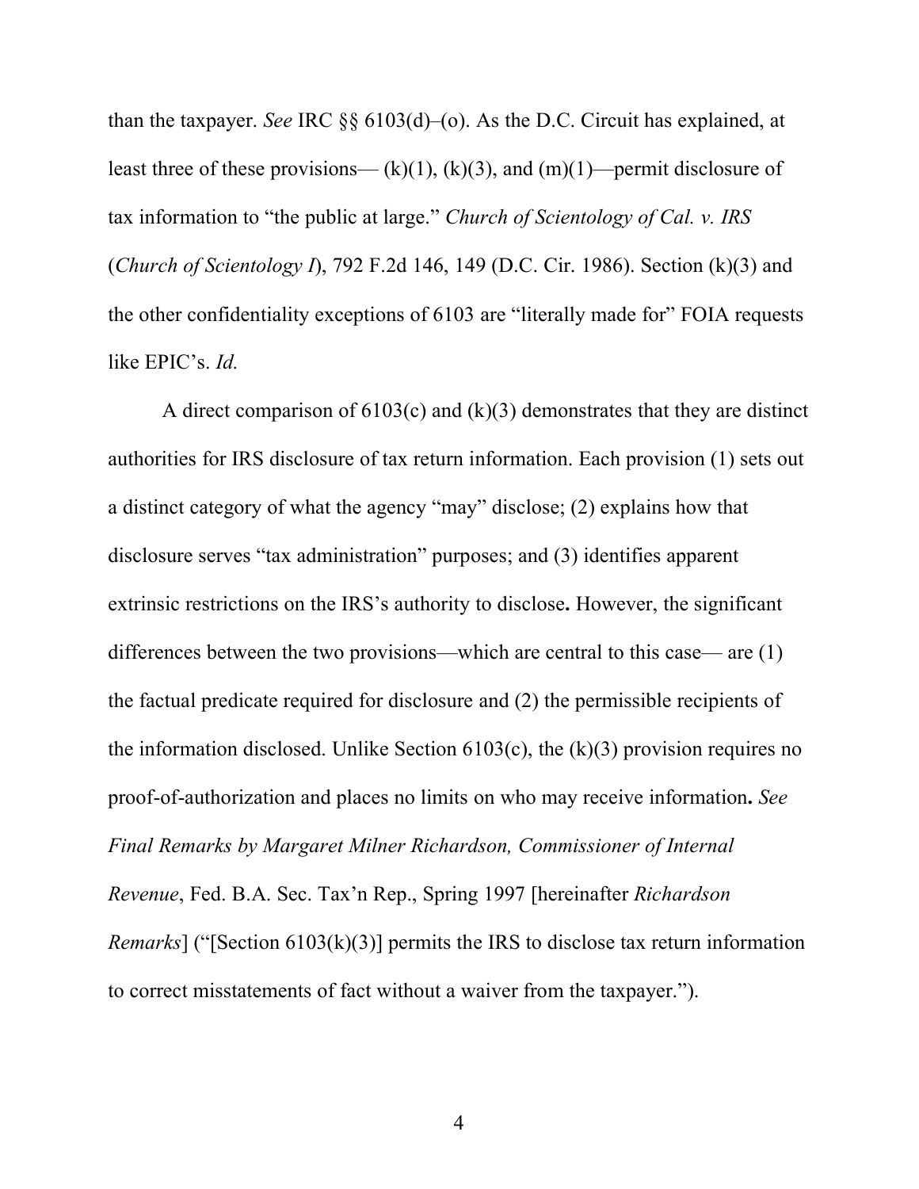than the taxpayer. *See* IRC §§ 6103(d)–(o). As the D.C. Circuit has explained, at least three of these provisions— (k)(1), (k)(3), and (m)(1)—permit disclosure of tax information to "the public at large." *Church of Scientology of Cal. v. IRS* (*Church of Scientology I*), 792 F.2d 146, 149 (D.C. Cir. 1986). Section (k)(3) and the other confidentiality exceptions of 6103 are "literally made for" FOIA requests like EPIC's. *Id.*

A direct comparison of 6103(c) and (k)(3) demonstrates that they are distinct authorities for IRS disclosure of tax return information. Each provision (1) sets out a distinct category of what the agency "may" disclose; (2) explains how that disclosure serves "tax administration" purposes; and (3) identifies apparent extrinsic restrictions on the IRS's authority to disclose**.** However, the significant differences between the two provisions—which are central to this case— are (1) the factual predicate required for disclosure and (2) the permissible recipients of the information disclosed. Unlike Section 6103(c), the (k)(3) provision requires no proof-of-authorization and places no limits on who may receive information**.** *See Final Remarks by Margaret Milner Richardson, Commissioner of Internal Revenue*, Fed. B.A. Sec. Tax'n Rep., Spring 1997 [hereinafter *Richardson Remarks*] ("[Section 6103(k)(3)] permits the IRS to disclose tax return information to correct misstatements of fact without a waiver from the taxpayer.").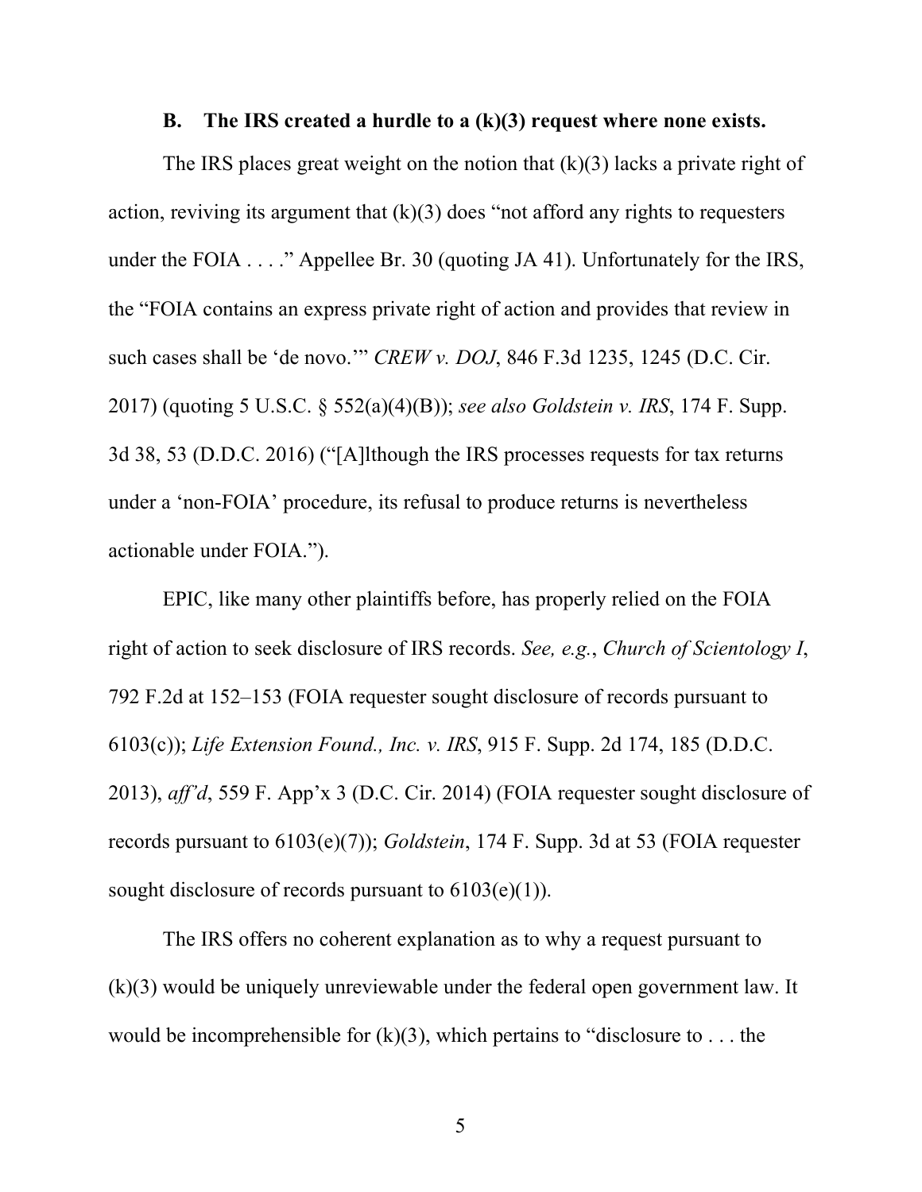### B. The IRS created a hurdle to a (k)(3) request where none exists.

The IRS places great weight on the notion that (k)(3) lacks a private right of action, reviving its argument that (k)(3) does "not afford any rights to requesters under the FOIA . . . ." Appellee Br. 30 (quoting JA 41). Unfortunately for the IRS, the "FOIA contains an express private right of action and provides that review in such cases shall be 'de novo.'" *CREW v. DOJ*, 846 F.3d 1235, 1245 (D.C. Cir. 2017) (quoting 5 U.S.C. § 552(a)(4)(B)); *see also Goldstein v. IRS*, 174 F. Supp. 3d 38, 53 (D.D.C. 2016) ("[A]lthough the IRS processes requests for tax returns under a 'non-FOIA' procedure, its refusal to produce returns is nevertheless actionable under FOIA.").

EPIC, like many other plaintiffs before, has properly relied on the FOIA right of action to seek disclosure of IRS records. *See, e.g.*, *Church of Scientology I*, 792 F.2d at 152–153 (FOIA requester sought disclosure of records pursuant to 6103(c)); *Life Extension Found., Inc. v. IRS*, 915 F. Supp. 2d 174, 185 (D.D.C. 2013), *aff'd*, 559 F. App'x 3 (D.C. Cir. 2014) (FOIA requester sought disclosure of records pursuant to 6103(e)(7)); *Goldstein*, 174 F. Supp. 3d at 53 (FOIA requester sought disclosure of records pursuant to 6103(e)(1)).

The IRS offers no coherent explanation as to why a request pursuant to (k)(3) would be uniquely unreviewable under the federal open government law. It would be incomprehensible for (k)(3), which pertains to "disclosure to . . . the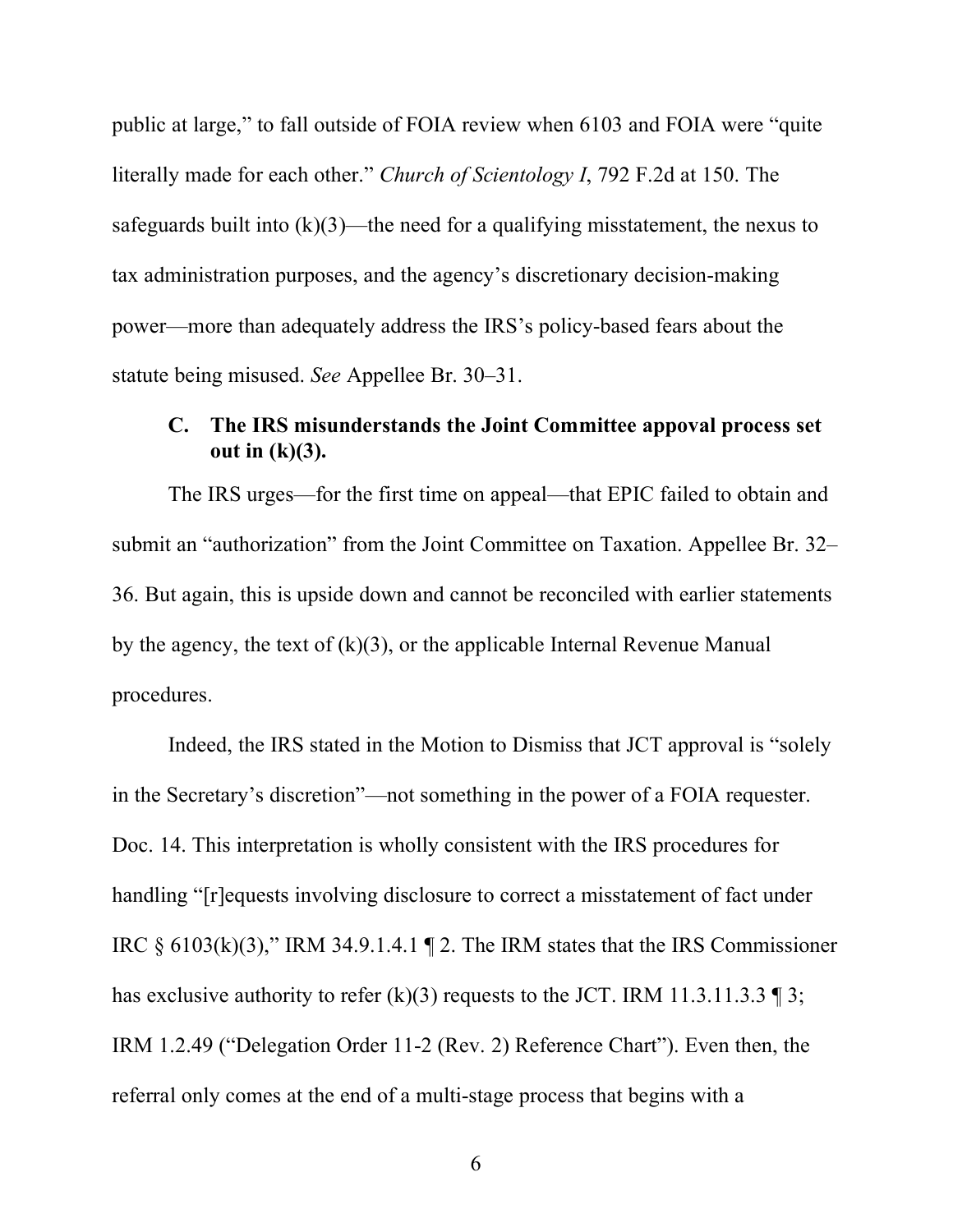public at large," to fall outside of FOIA review when 6103 and FOIA were "quite literally made for each other." *Church of Scientology I*, 792 F.2d at 150. The safeguards built into (k)(3)—the need for a qualifying misstatement, the nexus to tax administration purposes, and the agency's discretionary decision-making power—more than adequately address the IRS's policy-based fears about the statute being misused. *See* Appellee Br. 30–31.

### C. The IRS misunderstands the Joint Committee appoval process set out in (k)(3).

The IRS urges—for the first time on appeal—that EPIC failed to obtain and submit an "authorization" from the Joint Committee on Taxation. Appellee Br. 32–36. But again, this is upside down and cannot be reconciled with earlier statements by the agency, the text of (k)(3), or the applicable Internal Revenue Manual procedures.

Indeed, the IRS stated in the Motion to Dismiss that JCT approval is "solely in the Secretary's discretion"—not something in the power of a FOIA requester. Doc. 14. This interpretation is wholly consistent with the IRS procedures for handling "[r]equests involving disclosure to correct a misstatement of fact under IRC § 6103(k)(3)," IRM 34.9.1.4.1 ¶ 2. The IRM states that the IRS Commissioner has exclusive authority to refer (k)(3) requests to the JCT. IRM 11.3.11.3.3 ¶ 3; IRM 1.2.49 ("Delegation Order 11-2 (Rev. 2) Reference Chart"). Even then, the referral only comes at the end of a multi-stage process that begins with a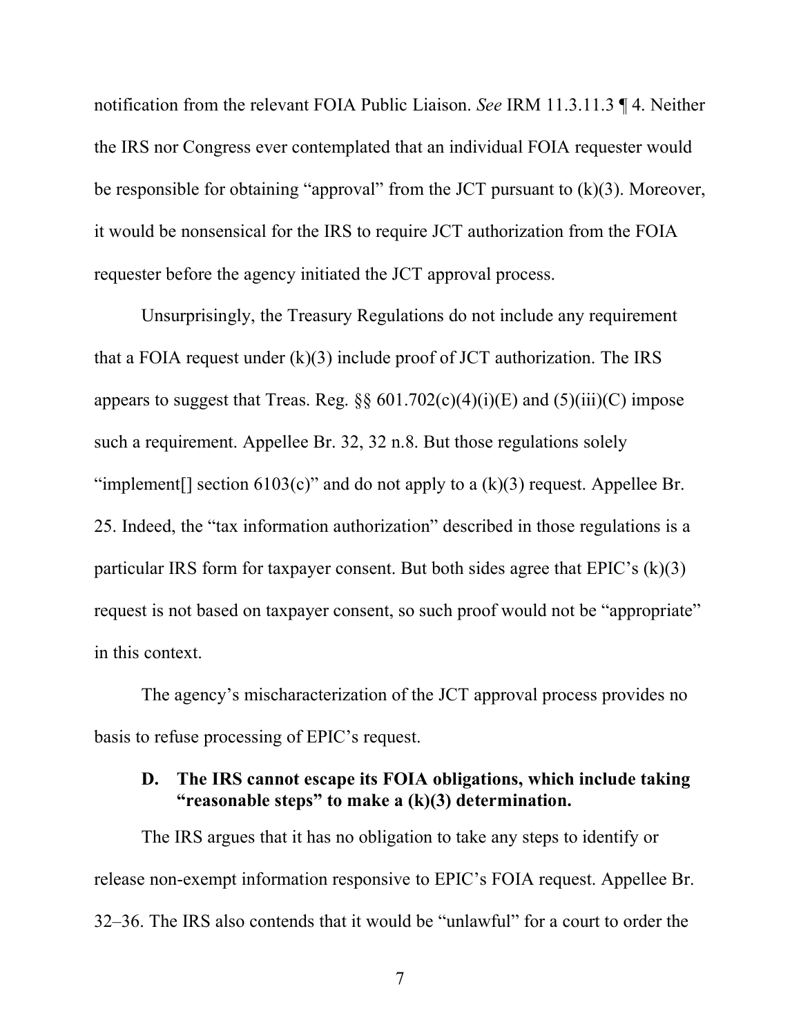notification from the relevant FOIA Public Liaison. *See* IRM 11.3.11.3 ¶ 4. Neither the IRS nor Congress ever contemplated that an individual FOIA requester would be responsible for obtaining "approval" from the JCT pursuant to (k)(3). Moreover, it would be nonsensical for the IRS to require JCT authorization from the FOIA requester before the agency initiated the JCT approval process.

Unsurprisingly, the Treasury Regulations do not include any requirement that a FOIA request under (k)(3) include proof of JCT authorization. The IRS appears to suggest that Treas. Reg. §§ 601.702(c)(4)(i)(E) and (5)(iii)(C) impose such a requirement. Appellee Br. 32, 32 n.8. But those regulations solely "implement[] section 6103(c)" and do not apply to a (k)(3) request. Appellee Br. 25. Indeed, the "tax information authorization" described in those regulations is a particular IRS form for taxpayer consent. But both sides agree that EPIC's (k)(3) request is not based on taxpayer consent, so such proof would not be "appropriate" in this context.

The agency's mischaracterization of the JCT approval process provides no basis to refuse processing of EPIC's request.

### D. The IRS cannot escape its FOIA obligations, which include taking "reasonable steps" to make a (k)(3) determination.

The IRS argues that it has no obligation to take any steps to identify or release non-exempt information responsive to EPIC's FOIA request. Appellee Br. 32–36. The IRS also contends that it would be "unlawful" for a court to order the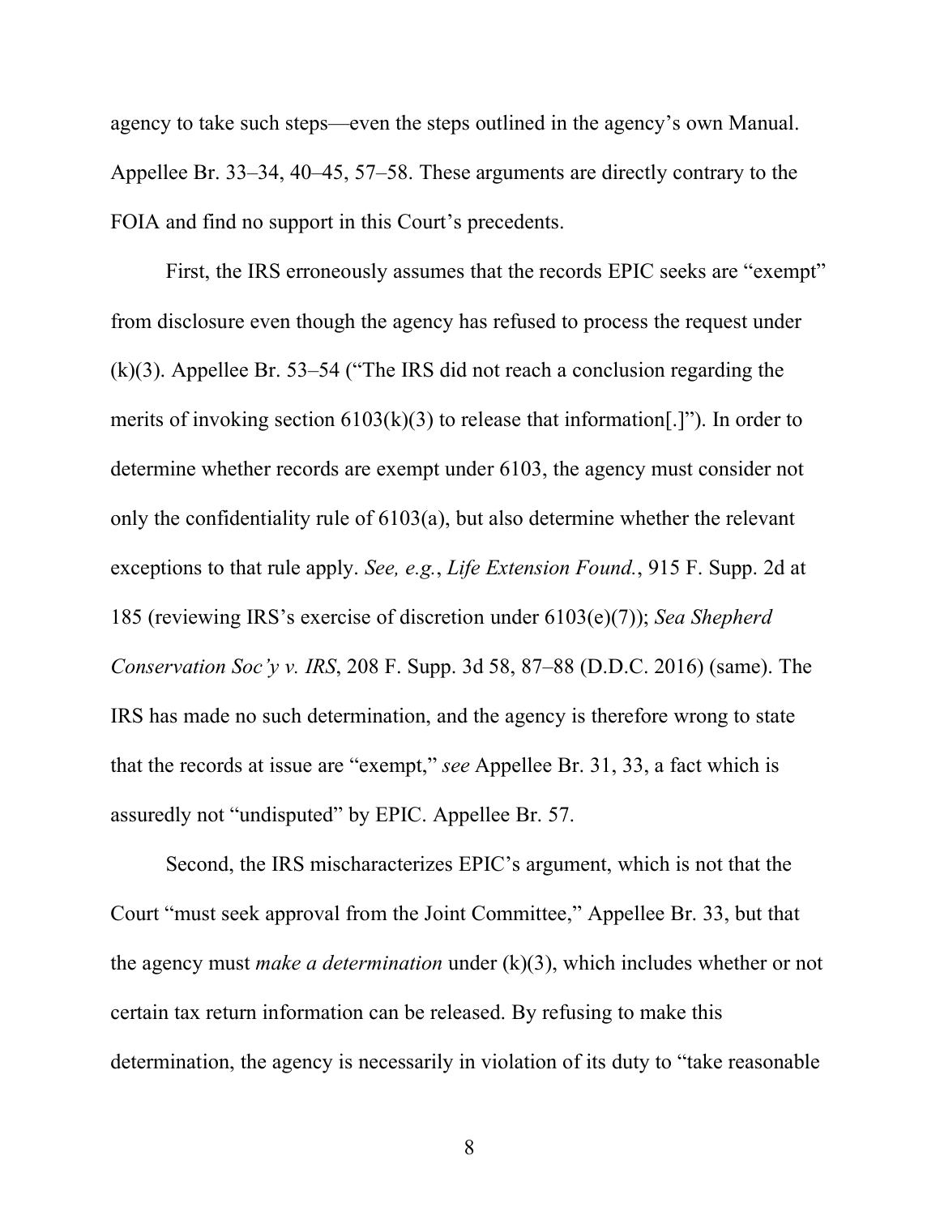agency to take such steps—even the steps outlined in the agency's own Manual. Appellee Br. 33–34, 40–45, 57–58. These arguments are directly contrary to the FOIA and find no support in this Court's precedents.

First, the IRS erroneously assumes that the records EPIC seeks are "exempt" from disclosure even though the agency has refused to process the request under (k)(3). Appellee Br. 53–54 ("The IRS did not reach a conclusion regarding the merits of invoking section 6103(k)(3) to release that information[.]"). In order to determine whether records are exempt under 6103, the agency must consider not only the confidentiality rule of 6103(a), but also determine whether the relevant exceptions to that rule apply. *See, e.g.*, *Life Extension Found.*, 915 F. Supp. 2d at 185 (reviewing IRS's exercise of discretion under 6103(e)(7)); *Sea Shepherd Conservation Soc'y v. IRS*, 208 F. Supp. 3d 58, 87–88 (D.D.C. 2016) (same). The IRS has made no such determination, and the agency is therefore wrong to state that the records at issue are "exempt," *see* Appellee Br. 31, 33, a fact which is assuredly not "undisputed" by EPIC. Appellee Br. 57.

Second, the IRS mischaracterizes EPIC's argument, which is not that the Court "must seek approval from the Joint Committee," Appellee Br. 33, but that the agency must *make a determination* under (k)(3), which includes whether or not certain tax return information can be released. By refusing to make this determination, the agency is necessarily in violation of its duty to "take reasonable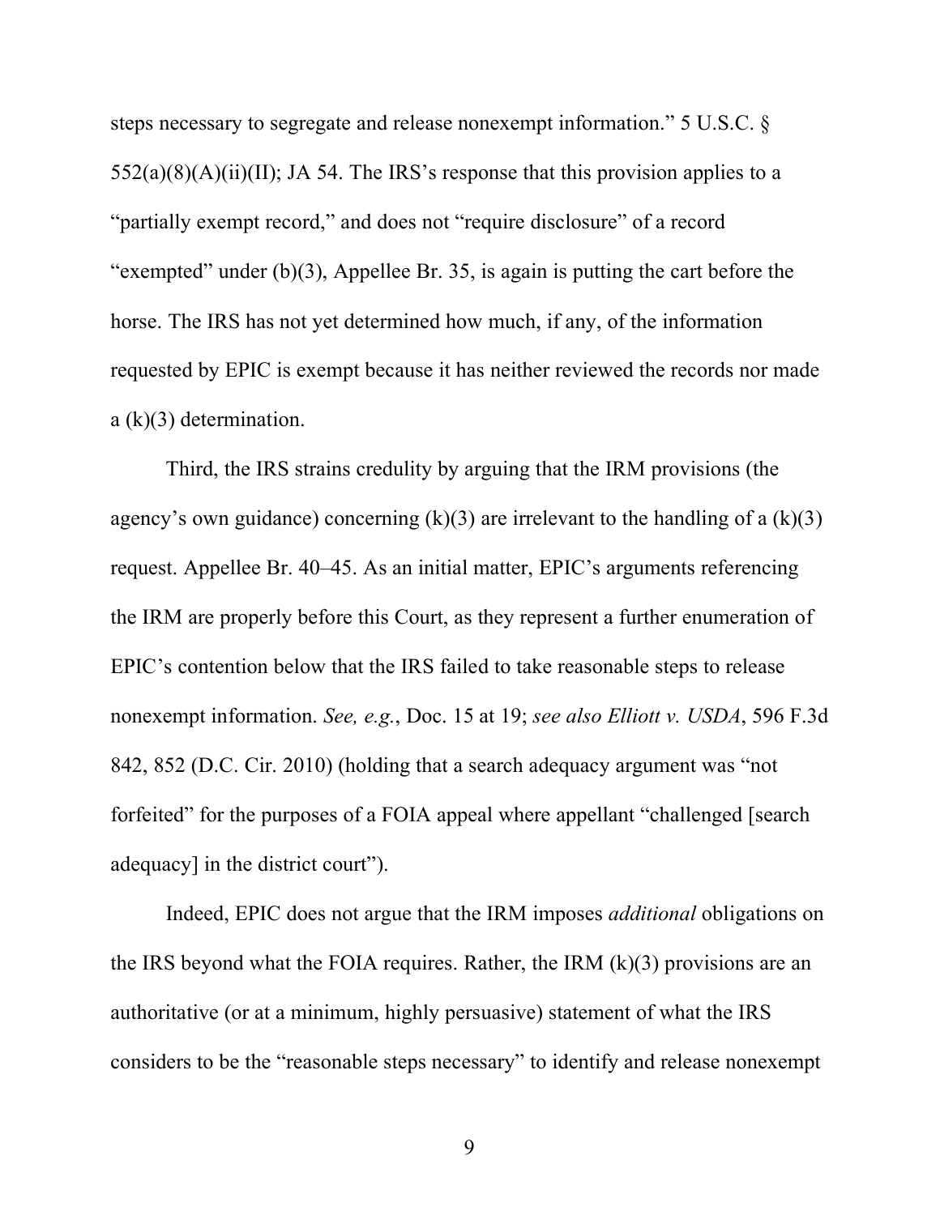steps necessary to segregate and release nonexempt information." 5 U.S.C. § 552(a)(8)(A)(ii)(II); JA 54. The IRS's response that this provision applies to a "partially exempt record," and does not "require disclosure" of a record "exempted" under (b)(3), Appellee Br. 35, is again is putting the cart before the horse. The IRS has not yet determined how much, if any, of the information requested by EPIC is exempt because it has neither reviewed the records nor made a (k)(3) determination.

Third, the IRS strains credulity by arguing that the IRM provisions (the agency's own guidance) concerning (k)(3) are irrelevant to the handling of a (k)(3) request. Appellee Br. 40–45. As an initial matter, EPIC's arguments referencing the IRM are properly before this Court, as they represent a further enumeration of EPIC's contention below that the IRS failed to take reasonable steps to release nonexempt information. *See, e.g.*, Doc. 15 at 19; *see also Elliott v. USDA*, 596 F.3d 842, 852 (D.C. Cir. 2010) (holding that a search adequacy argument was "not forfeited" for the purposes of a FOIA appeal where appellant "challenged [search adequacy] in the district court").

Indeed, EPIC does not argue that the IRM imposes *additional* obligations on the IRS beyond what the FOIA requires. Rather, the IRM (k)(3) provisions are an authoritative (or at a minimum, highly persuasive) statement of what the IRS considers to be the "reasonable steps necessary" to identify and release nonexempt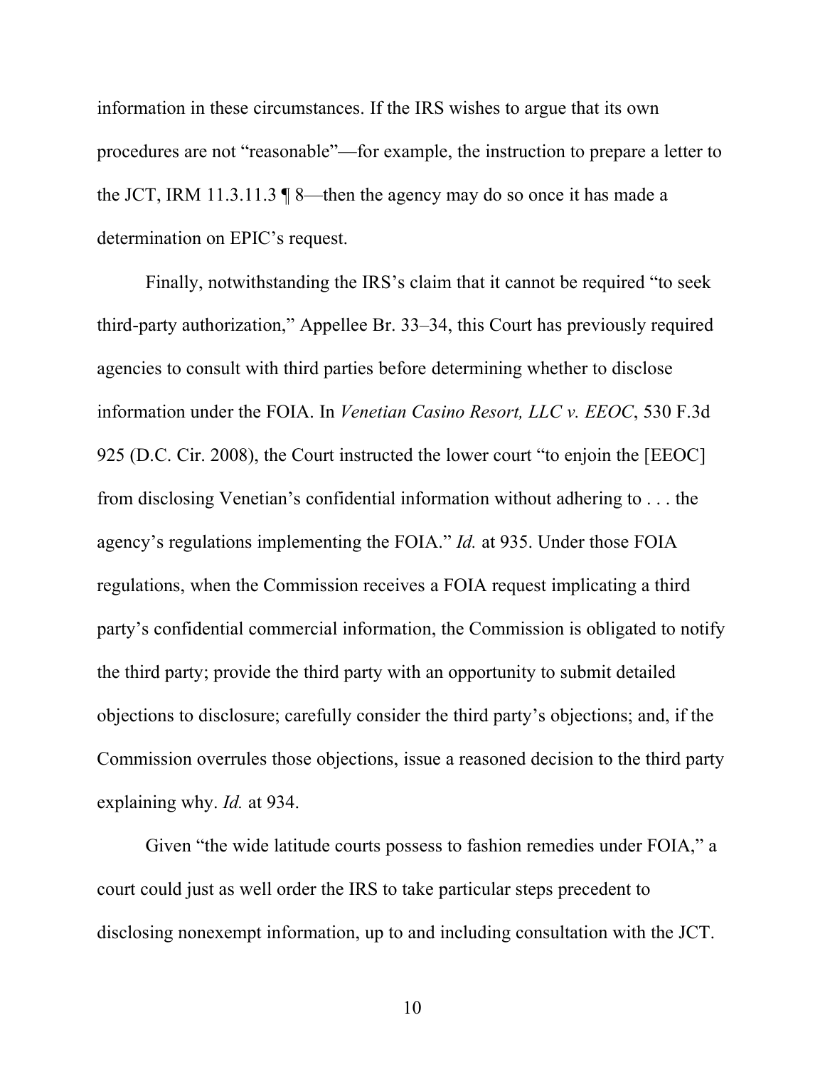information in these circumstances. If the IRS wishes to argue that its own procedures are not "reasonable"—for example, the instruction to prepare a letter to the JCT, IRM 11.3.11.3 ¶ 8—then the agency may do so once it has made a determination on EPIC's request.

Finally, notwithstanding the IRS's claim that it cannot be required "to seek third-party authorization," Appellee Br. 33–34, this Court has previously required agencies to consult with third parties before determining whether to disclose information under the FOIA. In *Venetian Casino Resort, LLC v. EEOC*, 530 F.3d 925 (D.C. Cir. 2008), the Court instructed the lower court "to enjoin the [EEOC] from disclosing Venetian's confidential information without adhering to . . . the agency's regulations implementing the FOIA." *Id.* at 935. Under those FOIA regulations, when the Commission receives a FOIA request implicating a third party's confidential commercial information, the Commission is obligated to notify the third party; provide the third party with an opportunity to submit detailed objections to disclosure; carefully consider the third party's objections; and, if the Commission overrules those objections, issue a reasoned decision to the third party explaining why. *Id.* at 934.

Given "the wide latitude courts possess to fashion remedies under FOIA," a court could just as well order the IRS to take particular steps precedent to disclosing nonexempt information, up to and including consultation with the JCT.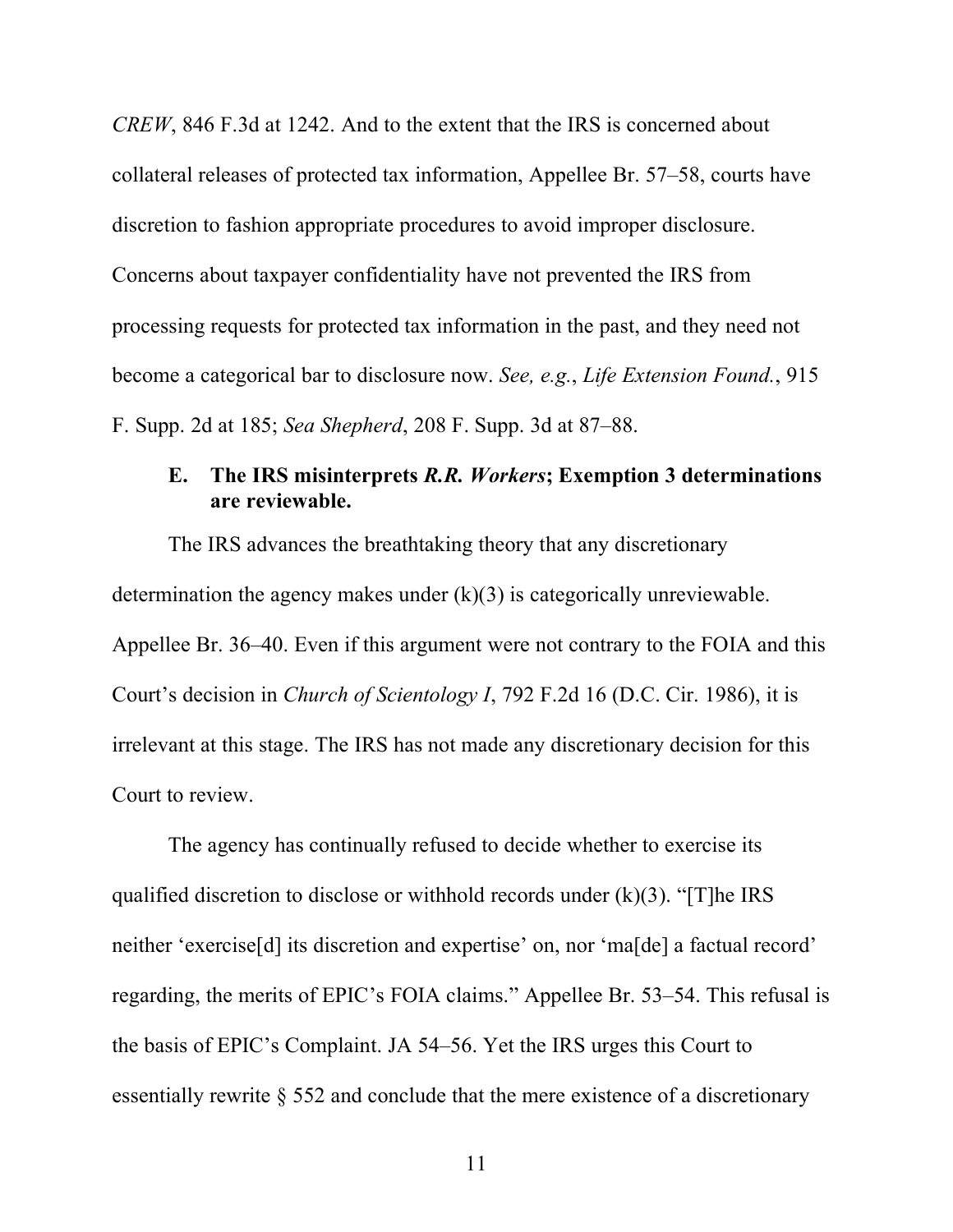*CREW*, 846 F.3d at 1242. And to the extent that the IRS is concerned about collateral releases of protected tax information, Appellee Br. 57–58, courts have discretion to fashion appropriate procedures to avoid improper disclosure. Concerns about taxpayer confidentiality have not prevented the IRS from processing requests for protected tax information in the past, and they need not become a categorical bar to disclosure now. *See, e.g.*, *Life Extension Found.*, 915 F. Supp. 2d at 185; *Sea Shepherd*, 208 F. Supp. 3d at 87–88.

### E. The IRS misinterprets *R.R. Workers*; Exemption 3 determinations are reviewable.

The IRS advances the breathtaking theory that any discretionary determination the agency makes under (k)(3) is categorically unreviewable. Appellee Br. 36–40. Even if this argument were not contrary to the FOIA and this Court's decision in *Church of Scientology I*, 792 F.2d 16 (D.C. Cir. 1986), it is irrelevant at this stage. The IRS has not made any discretionary decision for this Court to review.

The agency has continually refused to decide whether to exercise its qualified discretion to disclose or withhold records under (k)(3). "[T]he IRS neither 'exercise[d] its discretion and expertise' on, nor 'ma[de] a factual record' regarding, the merits of EPIC's FOIA claims." Appellee Br. 53–54. This refusal is the basis of EPIC's Complaint. JA 54–56. Yet the IRS urges this Court to essentially rewrite § 552 and conclude that the mere existence of a discretionary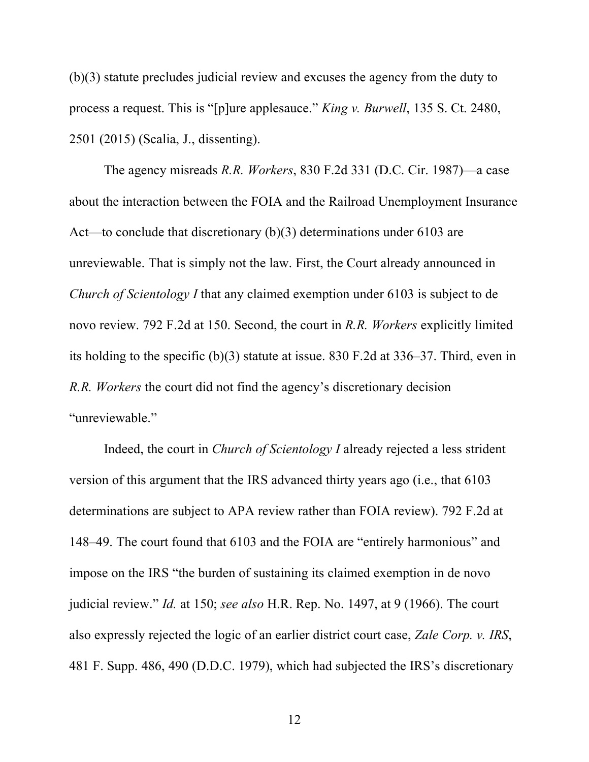(b)(3) statute precludes judicial review and excuses the agency from the duty to process a request. This is "[p]ure applesauce." *King v. Burwell*, 135 S. Ct. 2480, 2501 (2015) (Scalia, J., dissenting).

The agency misreads *R.R. Workers*, 830 F.2d 331 (D.C. Cir. 1987)—a case about the interaction between the FOIA and the Railroad Unemployment Insurance Act—to conclude that discretionary (b)(3) determinations under 6103 are unreviewable. That is simply not the law. First, the Court already announced in *Church of Scientology I* that any claimed exemption under 6103 is subject to de novo review. 792 F.2d at 150. Second, the court in *R.R. Workers* explicitly limited its holding to the specific (b)(3) statute at issue. 830 F.2d at 336–37. Third, even in *R.R. Workers* the court did not find the agency's discretionary decision "unreviewable."

Indeed, the court in *Church of Scientology I* already rejected a less strident version of this argument that the IRS advanced thirty years ago (i.e., that 6103 determinations are subject to APA review rather than FOIA review). 792 F.2d at 148–49. The court found that 6103 and the FOIA are "entirely harmonious" and impose on the IRS "the burden of sustaining its claimed exemption in de novo judicial review." *Id.* at 150; *see also* H.R. Rep. No. 1497, at 9 (1966). The court also expressly rejected the logic of an earlier district court case, *Zale Corp. v. IRS*, 481 F. Supp. 486, 490 (D.D.C. 1979), which had subjected the IRS's discretionary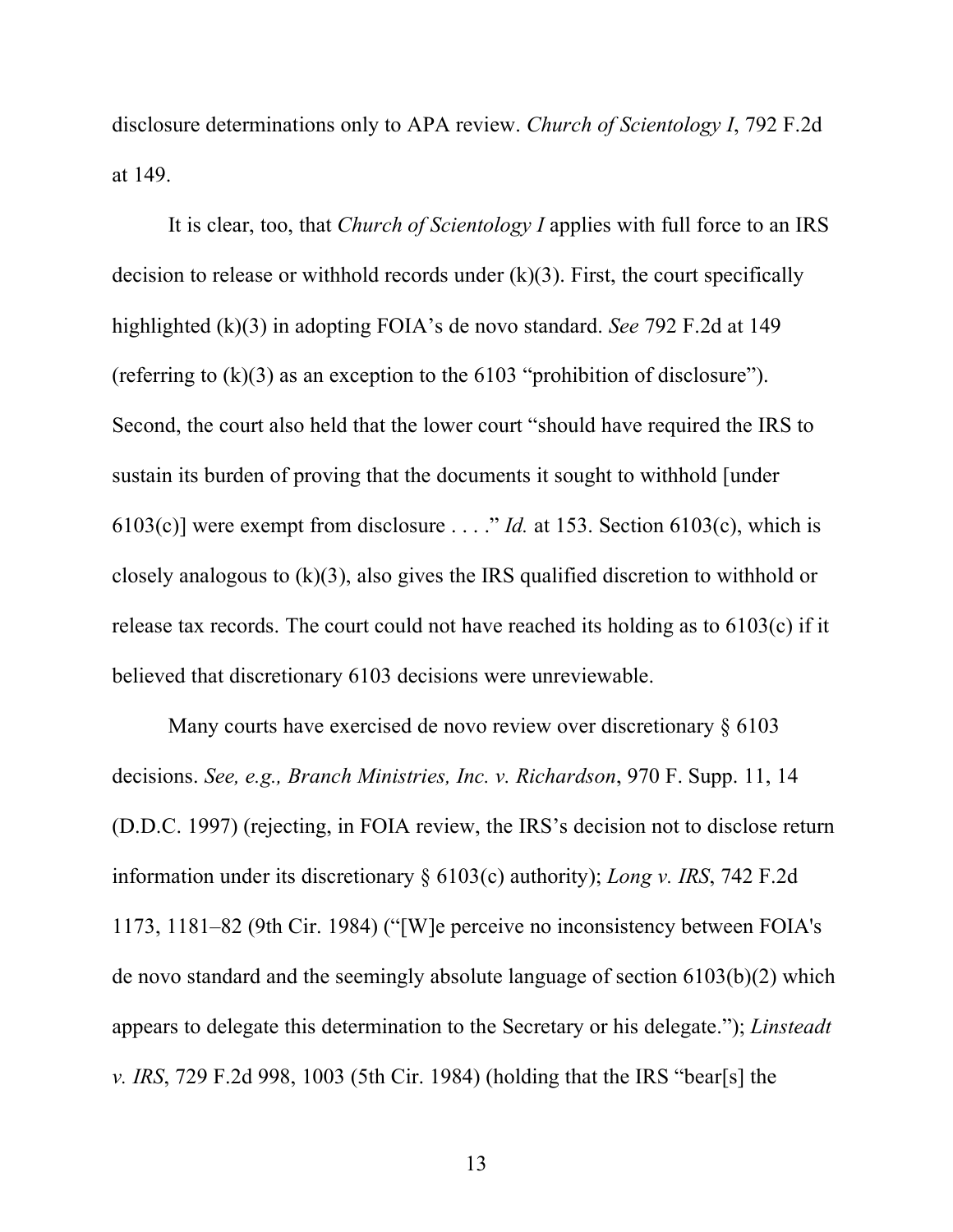disclosure determinations only to APA review. *Church of Scientology I*, 792 F.2d at 149.

It is clear, too, that *Church of Scientology I* applies with full force to an IRS decision to release or withhold records under (k)(3). First, the court specifically highlighted (k)(3) in adopting FOIA's de novo standard. *See* 792 F.2d at 149 (referring to (k)(3) as an exception to the 6103 "prohibition of disclosure"). Second, the court also held that the lower court "should have required the IRS to sustain its burden of proving that the documents it sought to withhold [under 6103(c)] were exempt from disclosure . . . ." *Id.* at 153. Section 6103(c), which is closely analogous to (k)(3), also gives the IRS qualified discretion to withhold or release tax records. The court could not have reached its holding as to 6103(c) if it believed that discretionary 6103 decisions were unreviewable.

Many courts have exercised de novo review over discretionary § 6103 decisions. *See, e.g., Branch Ministries, Inc. v. Richardson*, 970 F. Supp. 11, 14 (D.D.C. 1997) (rejecting, in FOIA review, the IRS's decision not to disclose return information under its discretionary § 6103(c) authority); *Long v. IRS*, 742 F.2d 1173, 1181–82 (9th Cir. 1984) ("[W]e perceive no inconsistency between FOIA's de novo standard and the seemingly absolute language of section 6103(b)(2) which appears to delegate this determination to the Secretary or his delegate."); *Linsteadt v. IRS*, 729 F.2d 998, 1003 (5th Cir. 1984) (holding that the IRS "bear[s] the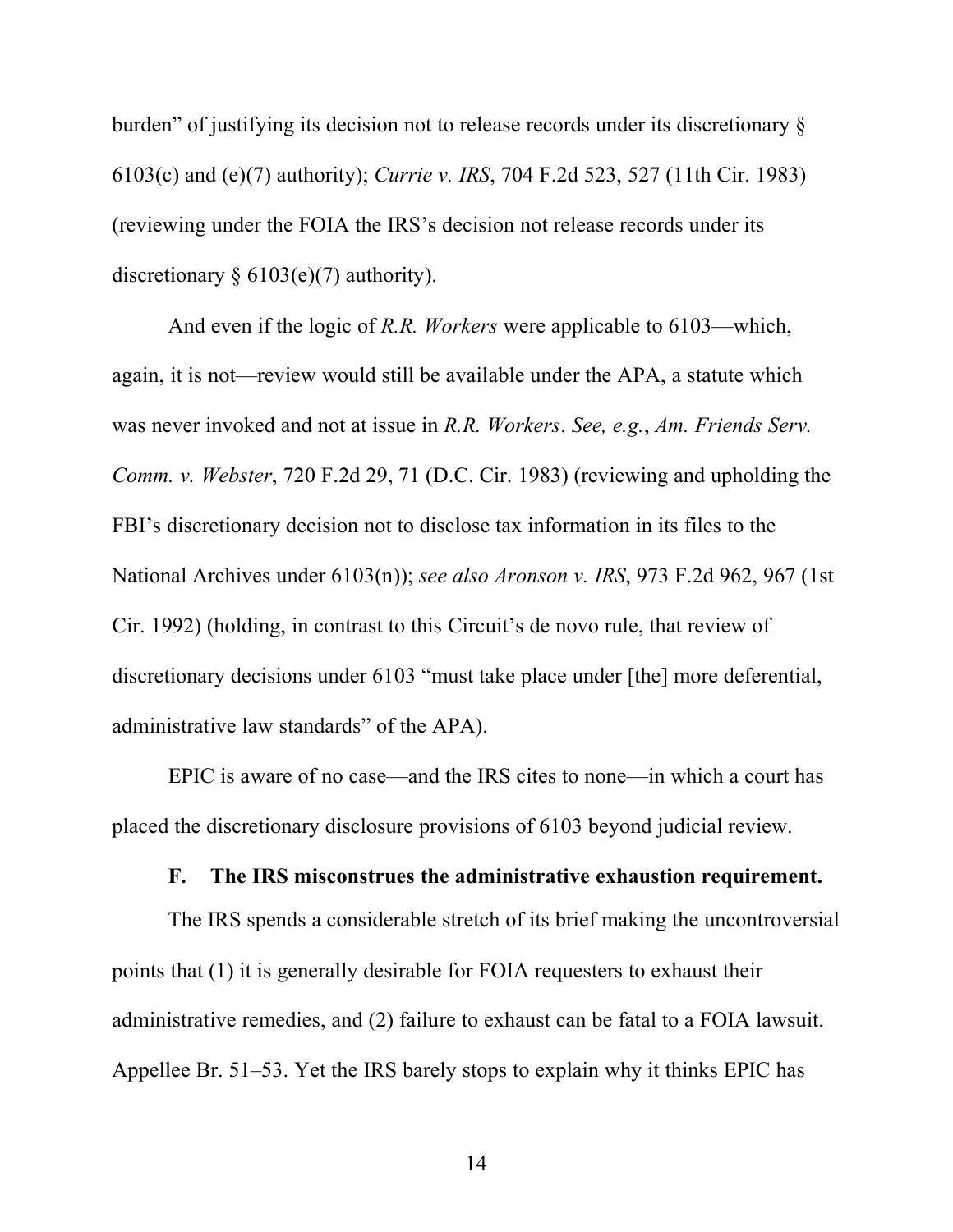burden" of justifying its decision not to release records under its discretionary § 6103(c) and (e)(7) authority); *Currie v. IRS*, 704 F.2d 523, 527 (11th Cir. 1983) (reviewing under the FOIA the IRS's decision not release records under its discretionary § 6103(e)(7) authority).

And even if the logic of *R.R. Workers* were applicable to 6103—which, again, it is not—review would still be available under the APA, a statute which was never invoked and not at issue in *R.R. Workers*. *See, e.g.*, *Am. Friends Serv. Comm. v. Webster*, 720 F.2d 29, 71 (D.C. Cir. 1983) (reviewing and upholding the FBI's discretionary decision not to disclose tax information in its files to the National Archives under 6103(n)); *see also Aronson v. IRS*, 973 F.2d 962, 967 (1st Cir. 1992) (holding, in contrast to this Circuit's de novo rule, that review of discretionary decisions under 6103 "must take place under [the] more deferential, administrative law standards" of the APA).

EPIC is aware of no case—and the IRS cites to none—in which a court has placed the discretionary disclosure provisions of 6103 beyond judicial review.

### F. The IRS misconstrues the administrative exhaustion requirement.

The IRS spends a considerable stretch of its brief making the uncontroversial points that (1) it is generally desirable for FOIA requesters to exhaust their administrative remedies, and (2) failure to exhaust can be fatal to a FOIA lawsuit. Appellee Br. 51–53. Yet the IRS barely stops to explain why it thinks EPIC has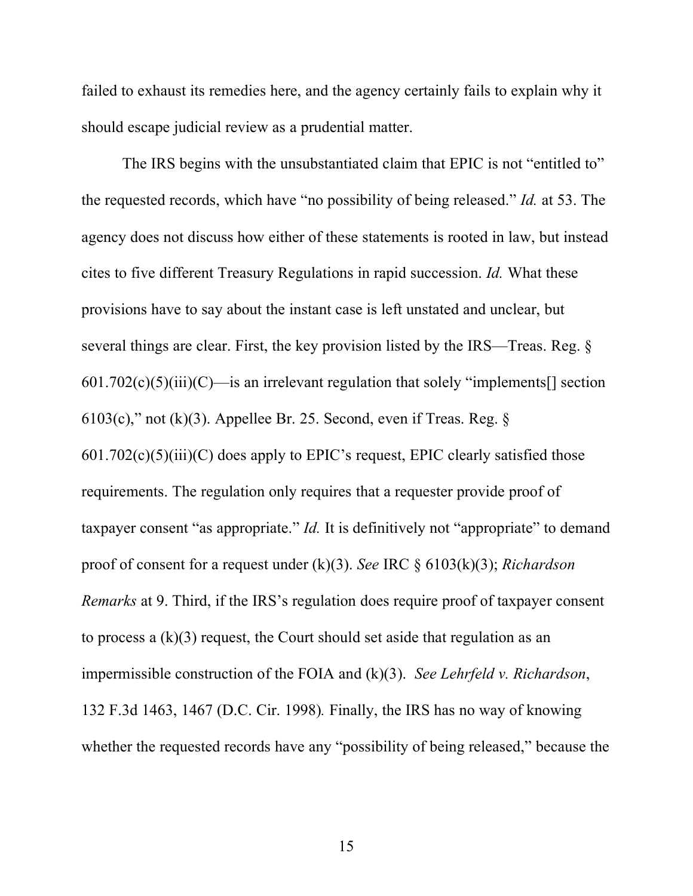failed to exhaust its remedies here, and the agency certainly fails to explain why it should escape judicial review as a prudential matter.

The IRS begins with the unsubstantiated claim that EPIC is not "entitled to" the requested records, which have "no possibility of being released." *Id.* at 53. The agency does not discuss how either of these statements is rooted in law, but instead cites to five different Treasury Regulations in rapid succession. *Id.* What these provisions have to say about the instant case is left unstated and unclear, but several things are clear. First, the key provision listed by the IRS—Treas. Reg. § 601.702(c)(5)(iii)(C)—is an irrelevant regulation that solely "implements[] section 6103(c)," not (k)(3). Appellee Br. 25. Second, even if Treas. Reg. § 601.702(c)(5)(iii)(C) does apply to EPIC's request, EPIC clearly satisfied those requirements. The regulation only requires that a requester provide proof of taxpayer consent "as appropriate." *Id.* It is definitively not "appropriate" to demand proof of consent for a request under (k)(3). *See* IRC § 6103(k)(3); *Richardson Remarks* at 9. Third, if the IRS's regulation does require proof of taxpayer consent to process a (k)(3) request, the Court should set aside that regulation as an impermissible construction of the FOIA and (k)(3). *See Lehrfeld v. Richardson*, 132 F.3d 1463, 1467 (D.C. Cir. 1998). Finally, the IRS has no way of knowing whether the requested records have any "possibility of being released," because the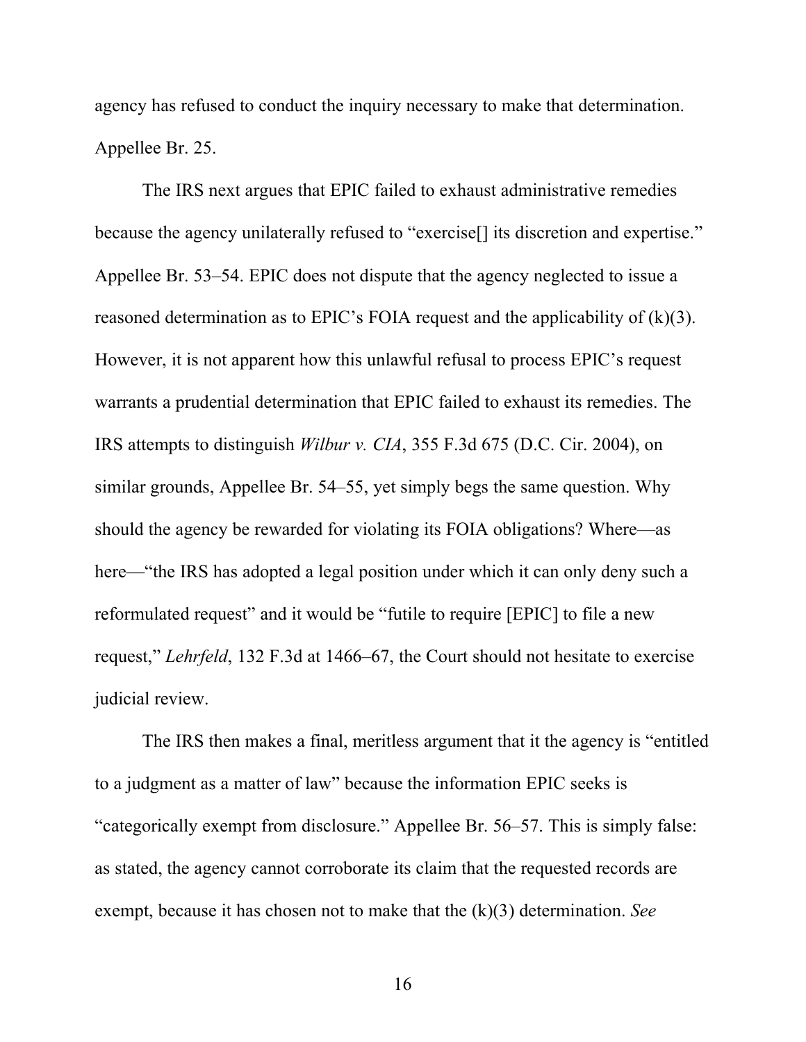agency has refused to conduct the inquiry necessary to make that determination. Appellee Br. 25.

The IRS next argues that EPIC failed to exhaust administrative remedies because the agency unilaterally refused to "exercise[] its discretion and expertise." Appellee Br. 53–54. EPIC does not dispute that the agency neglected to issue a reasoned determination as to EPIC's FOIA request and the applicability of (k)(3). However, it is not apparent how this unlawful refusal to process EPIC's request warrants a prudential determination that EPIC failed to exhaust its remedies. The IRS attempts to distinguish *Wilbur v. CIA*, 355 F.3d 675 (D.C. Cir. 2004), on similar grounds, Appellee Br. 54–55, yet simply begs the same question. Why should the agency be rewarded for violating its FOIA obligations? Where—as here—"the IRS has adopted a legal position under which it can only deny such a reformulated request" and it would be "futile to require [EPIC] to file a new request," *Lehrfeld*, 132 F.3d at 1466–67, the Court should not hesitate to exercise judicial review.

The IRS then makes a final, meritless argument that it the agency is "entitled to a judgment as a matter of law" because the information EPIC seeks is "categorically exempt from disclosure." Appellee Br. 56–57. This is simply false: as stated, the agency cannot corroborate its claim that the requested records are exempt, because it has chosen not to make that the (k)(3) determination. *See*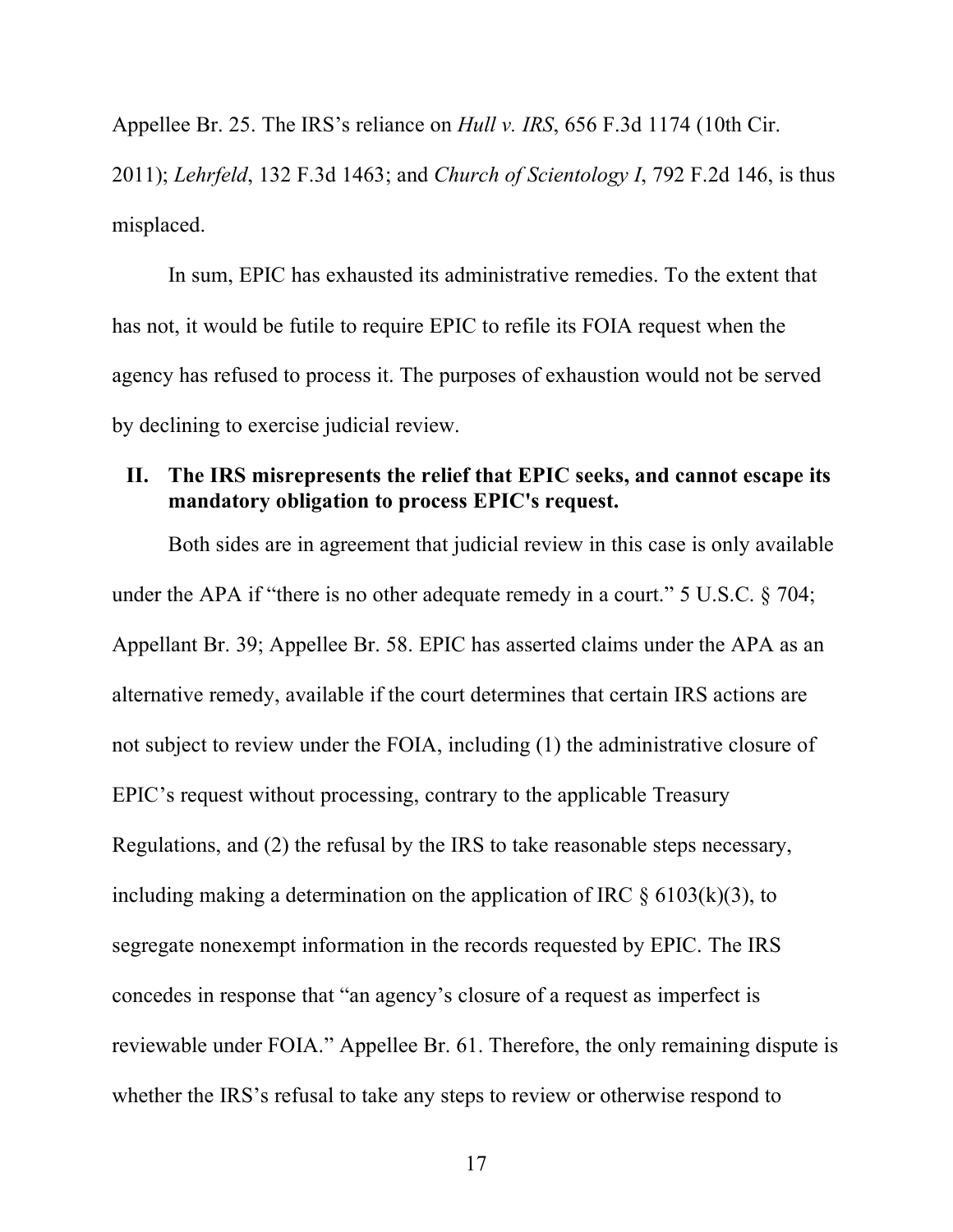Appellee Br. 25. The IRS's reliance on *Hull v. IRS*, 656 F.3d 1174 (10th Cir. 2011); *Lehrfeld*, 132 F.3d 1463; and *Church of Scientology I*, 792 F.2d 146, is thus misplaced.

In sum, EPIC has exhausted its administrative remedies. To the extent that has not, it would be futile to require EPIC to refile its FOIA request when the agency has refused to process it. The purposes of exhaustion would not be served by declining to exercise judicial review.

## II. The IRS misrepresents the relief that EPIC seeks, and cannot escape its mandatory obligation to process EPIC's request.

Both sides are in agreement that judicial review in this case is only available under the APA if "there is no other adequate remedy in a court." 5 U.S.C. § 704; Appellant Br. 39; Appellee Br. 58. EPIC has asserted claims under the APA as an alternative remedy, available if the court determines that certain IRS actions are not subject to review under the FOIA, including (1) the administrative closure of EPIC's request without processing, contrary to the applicable Treasury Regulations, and (2) the refusal by the IRS to take reasonable steps necessary, including making a determination on the application of IRC § 6103(k)(3), to segregate nonexempt information in the records requested by EPIC. The IRS concedes in response that "an agency's closure of a request as imperfect is reviewable under FOIA." Appellee Br. 61. Therefore, the only remaining dispute is whether the IRS's refusal to take any steps to review or otherwise respond to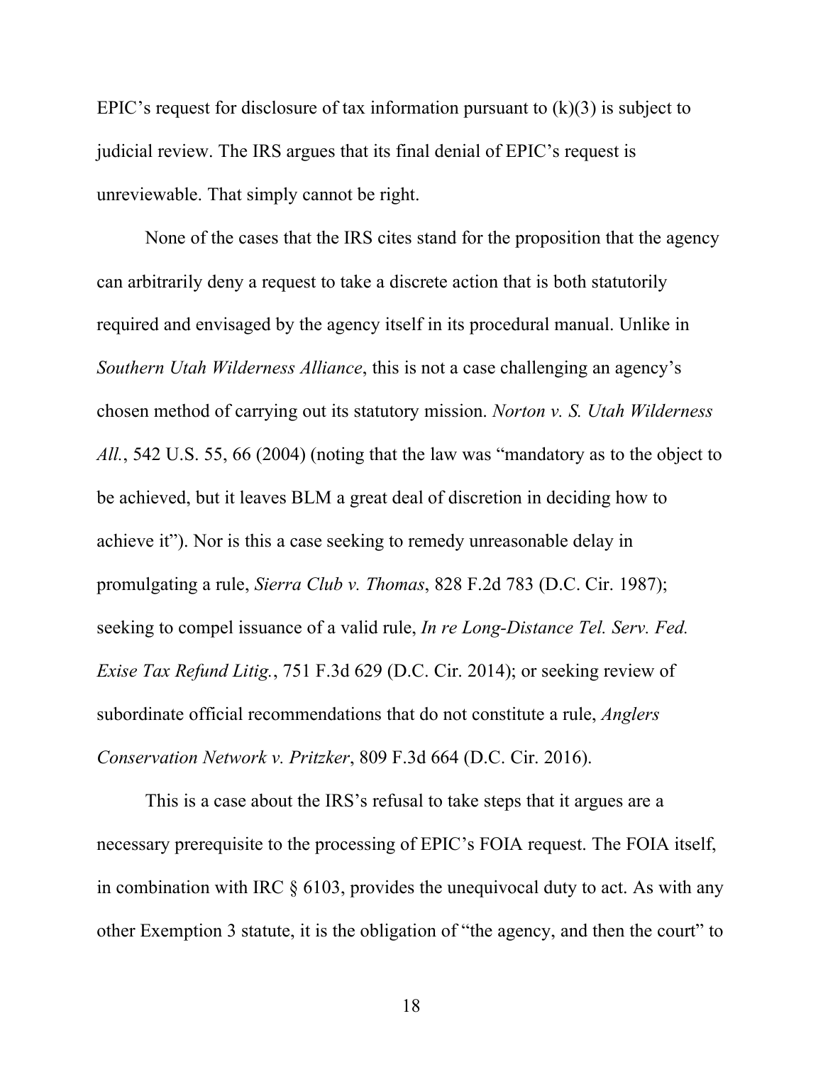EPIC's request for disclosure of tax information pursuant to (k)(3) is subject to judicial review. The IRS argues that its final denial of EPIC's request is unreviewable. That simply cannot be right.

None of the cases that the IRS cites stand for the proposition that the agency can arbitrarily deny a request to take a discrete action that is both statutorily required and envisaged by the agency itself in its procedural manual. Unlike in *Southern Utah Wilderness Alliance*, this is not a case challenging an agency's chosen method of carrying out its statutory mission. *Norton v. S. Utah Wilderness All.*, 542 U.S. 55, 66 (2004) (noting that the law was "mandatory as to the object to be achieved, but it leaves BLM a great deal of discretion in deciding how to achieve it"). Nor is this a case seeking to remedy unreasonable delay in promulgating a rule, *Sierra Club v. Thomas*, 828 F.2d 783 (D.C. Cir. 1987); seeking to compel issuance of a valid rule, *In re Long-Distance Tel. Serv. Fed. Exise Tax Refund Litig.*, 751 F.3d 629 (D.C. Cir. 2014); or seeking review of subordinate official recommendations that do not constitute a rule, *Anglers Conservation Network v. Pritzker*, 809 F.3d 664 (D.C. Cir. 2016).

This is a case about the IRS's refusal to take steps that it argues are a necessary prerequisite to the processing of EPIC's FOIA request. The FOIA itself, in combination with IRC § 6103, provides the unequivocal duty to act. As with any other Exemption 3 statute, it is the obligation of "the agency, and then the court" to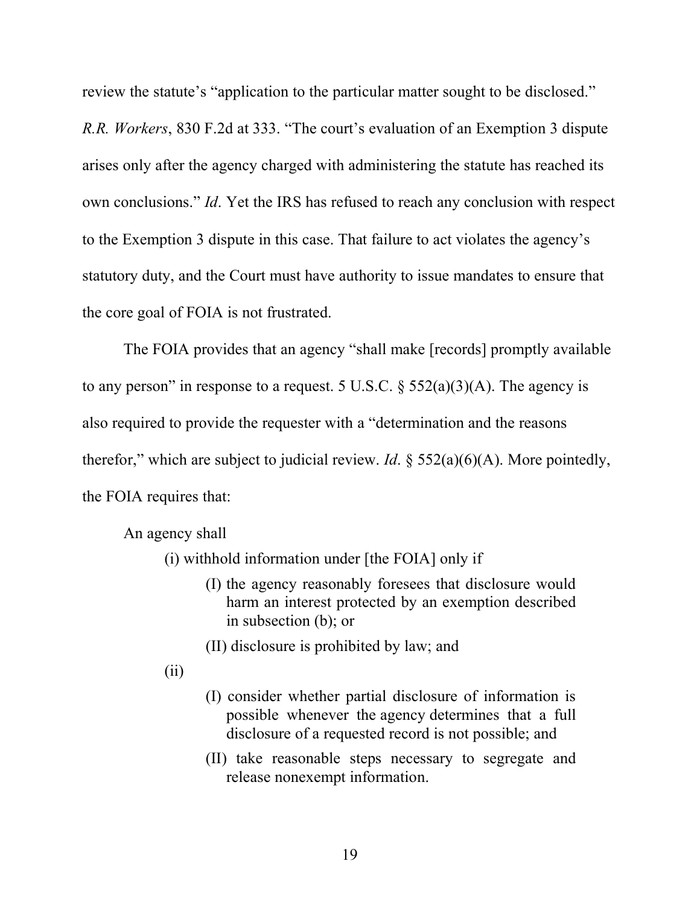review the statute's "application to the particular matter sought to be disclosed." *R.R. Workers*, 830 F.2d at 333. "The court's evaluation of an Exemption 3 dispute arises only after the agency charged with administering the statute has reached its own conclusions." *Id*. Yet the IRS has refused to reach any conclusion with respect to the Exemption 3 dispute in this case. That failure to act violates the agency's statutory duty, and the Court must have authority to issue mandates to ensure that the core goal of FOIA is not frustrated.

The FOIA provides that an agency "shall make [records] promptly available to any person" in response to a request. 5 U.S.C. § 552(a)(3)(A). The agency is also required to provide the requester with a "determination and the reasons therefor," which are subject to judicial review. *Id*. § 552(a)(6)(A). More pointedly, the FOIA requires that:

> An agency shall
>
> (i) withhold information under [the FOIA] only if
>
> (I) the agency reasonably foresees that disclosure would harm an interest protected by an exemption described in subsection (b); or
>
> (II) disclosure is prohibited by law; and
>
> (ii)
>
> (I) consider whether partial disclosure of information is possible whenever the agency determines that a full disclosure of a requested record is not possible; and
>
> (II) take reasonable steps necessary to segregate and release nonexempt information.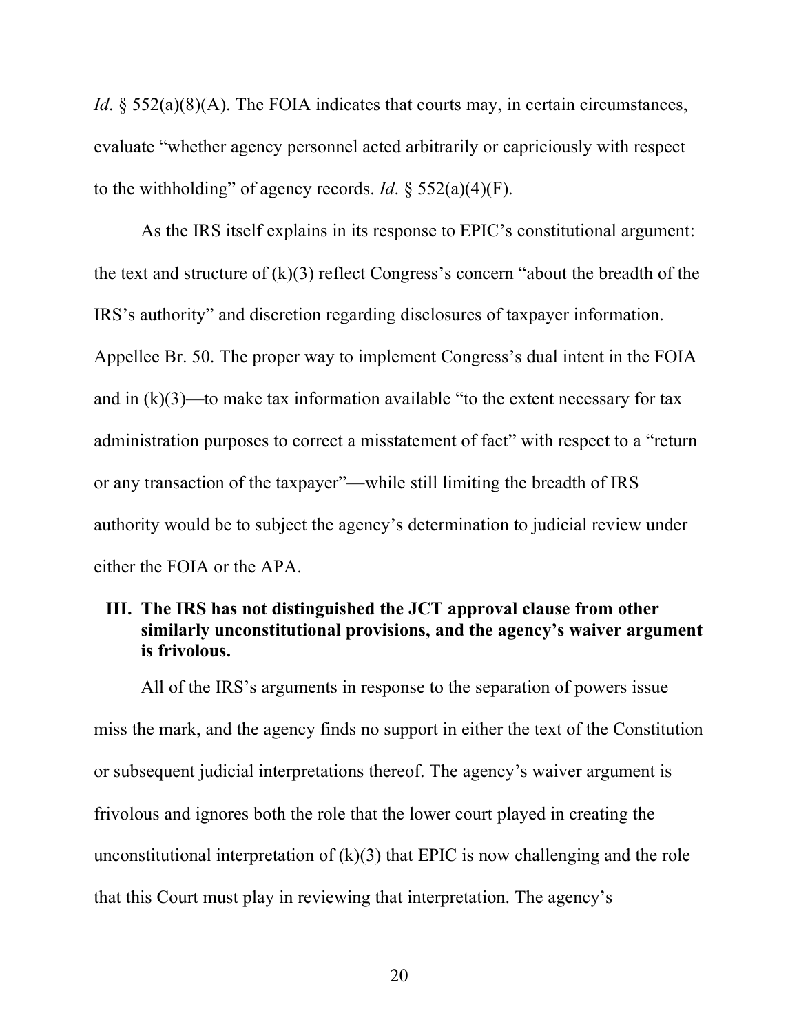*Id*. § 552(a)(8)(A). The FOIA indicates that courts may, in certain circumstances, evaluate "whether agency personnel acted arbitrarily or capriciously with respect to the withholding" of agency records. *Id*. § 552(a)(4)(F).

As the IRS itself explains in its response to EPIC's constitutional argument: the text and structure of (k)(3) reflect Congress's concern "about the breadth of the IRS's authority" and discretion regarding disclosures of taxpayer information. Appellee Br. 50. The proper way to implement Congress's dual intent in the FOIA and in (k)(3)—to make tax information available "to the extent necessary for tax administration purposes to correct a misstatement of fact" with respect to a "return or any transaction of the taxpayer"—while still limiting the breadth of IRS authority would be to subject the agency's determination to judicial review under either the FOIA or the APA.

### III. The IRS has not distinguished the JCT approval clause from other similarly unconstitutional provisions, and the agency's waiver argument is frivolous.

All of the IRS's arguments in response to the separation of powers issue miss the mark, and the agency finds no support in either the text of the Constitution or subsequent judicial interpretations thereof. The agency's waiver argument is frivolous and ignores both the role that the lower court played in creating the unconstitutional interpretation of (k)(3) that EPIC is now challenging and the role that this Court must play in reviewing that interpretation. The agency's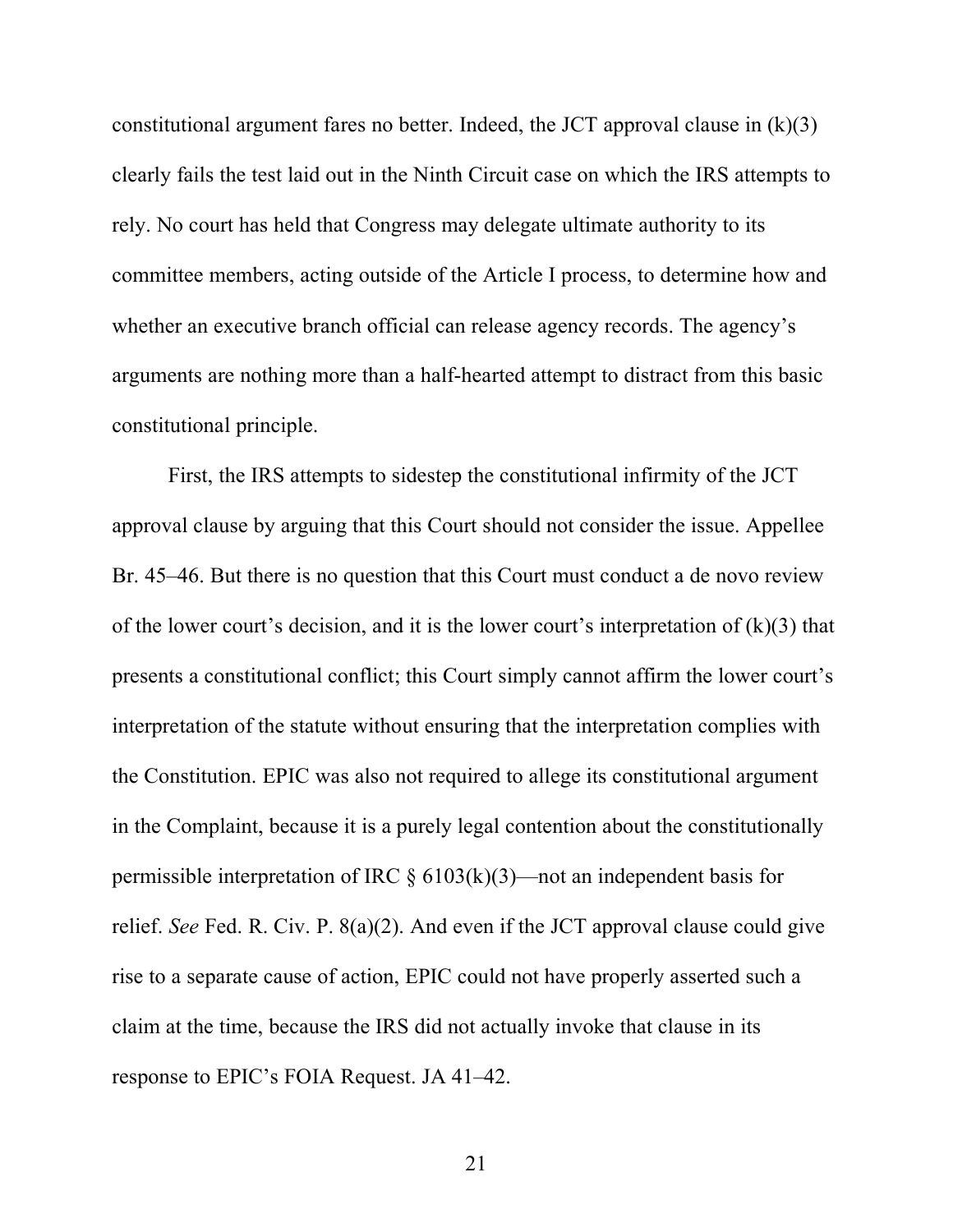constitutional argument fares no better. Indeed, the JCT approval clause in (k)(3) clearly fails the test laid out in the Ninth Circuit case on which the IRS attempts to rely. No court has held that Congress may delegate ultimate authority to its committee members, acting outside of the Article I process, to determine how and whether an executive branch official can release agency records. The agency's arguments are nothing more than a half-hearted attempt to distract from this basic constitutional principle.

First, the IRS attempts to sidestep the constitutional infirmity of the JCT approval clause by arguing that this Court should not consider the issue. Appellee Br. 45–46. But there is no question that this Court must conduct a de novo review of the lower court's decision, and it is the lower court's interpretation of (k)(3) that presents a constitutional conflict; this Court simply cannot affirm the lower court's interpretation of the statute without ensuring that the interpretation complies with the Constitution. EPIC was also not required to allege its constitutional argument in the Complaint, because it is a purely legal contention about the constitutionally permissible interpretation of IRC § 6103(k)(3)—not an independent basis for relief. *See* Fed. R. Civ. P. 8(a)(2). And even if the JCT approval clause could give rise to a separate cause of action, EPIC could not have properly asserted such a claim at the time, because the IRS did not actually invoke that clause in its response to EPIC's FOIA Request. JA 41–42.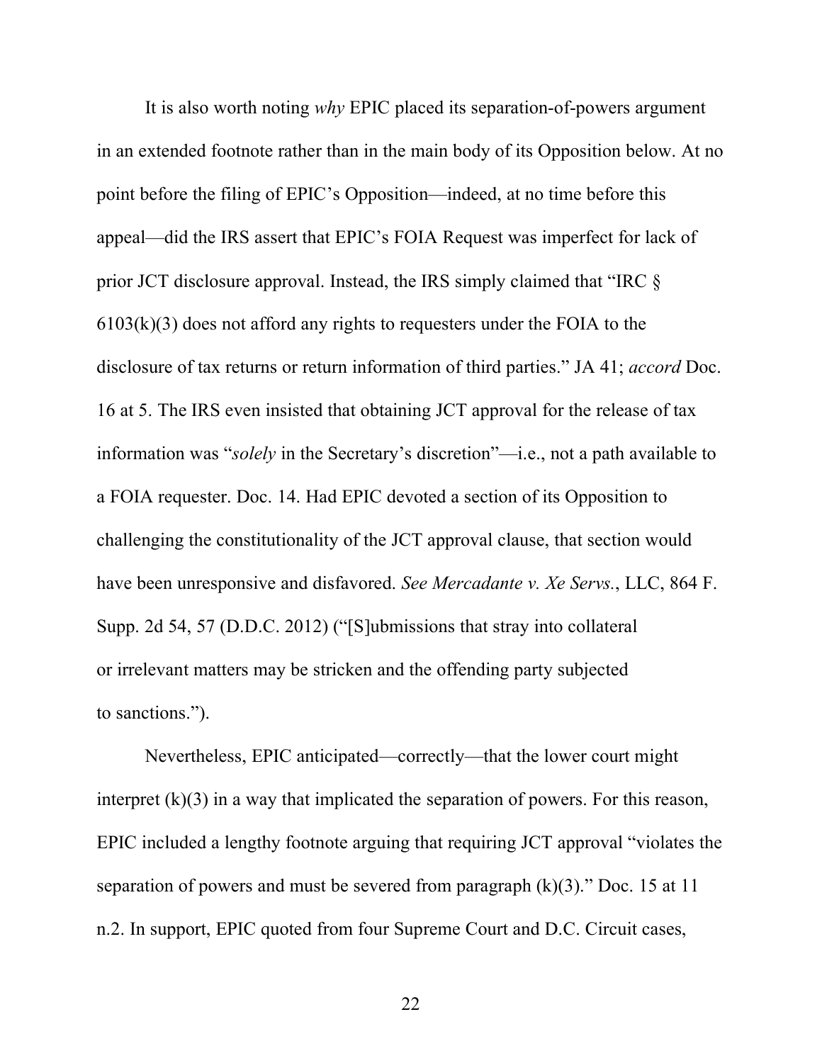It is also worth noting *why* EPIC placed its separation-of-powers argument in an extended footnote rather than in the main body of its Opposition below. At no point before the filing of EPIC's Opposition—indeed, at no time before this appeal—did the IRS assert that EPIC's FOIA Request was imperfect for lack of prior JCT disclosure approval. Instead, the IRS simply claimed that "IRC § 6103(k)(3) does not afford any rights to requesters under the FOIA to the disclosure of tax returns or return information of third parties." JA 41; *accord* Doc. 16 at 5. The IRS even insisted that obtaining JCT approval for the release of tax information was "*solely* in the Secretary's discretion"—i.e., not a path available to a FOIA requester. Doc. 14. Had EPIC devoted a section of its Opposition to challenging the constitutionality of the JCT approval clause, that section would have been unresponsive and disfavored. *See Mercadante v. Xe Servs.*, LLC, 864 F. Supp. 2d 54, 57 (D.D.C. 2012) ("[S]ubmissions that stray into collateral or irrelevant matters may be stricken and the offending party subjected to sanctions.").

Nevertheless, EPIC anticipated—correctly—that the lower court might interpret (k)(3) in a way that implicated the separation of powers. For this reason, EPIC included a lengthy footnote arguing that requiring JCT approval "violates the separation of powers and must be severed from paragraph (k)(3)." Doc. 15 at 11 n.2. In support, EPIC quoted from four Supreme Court and D.C. Circuit cases,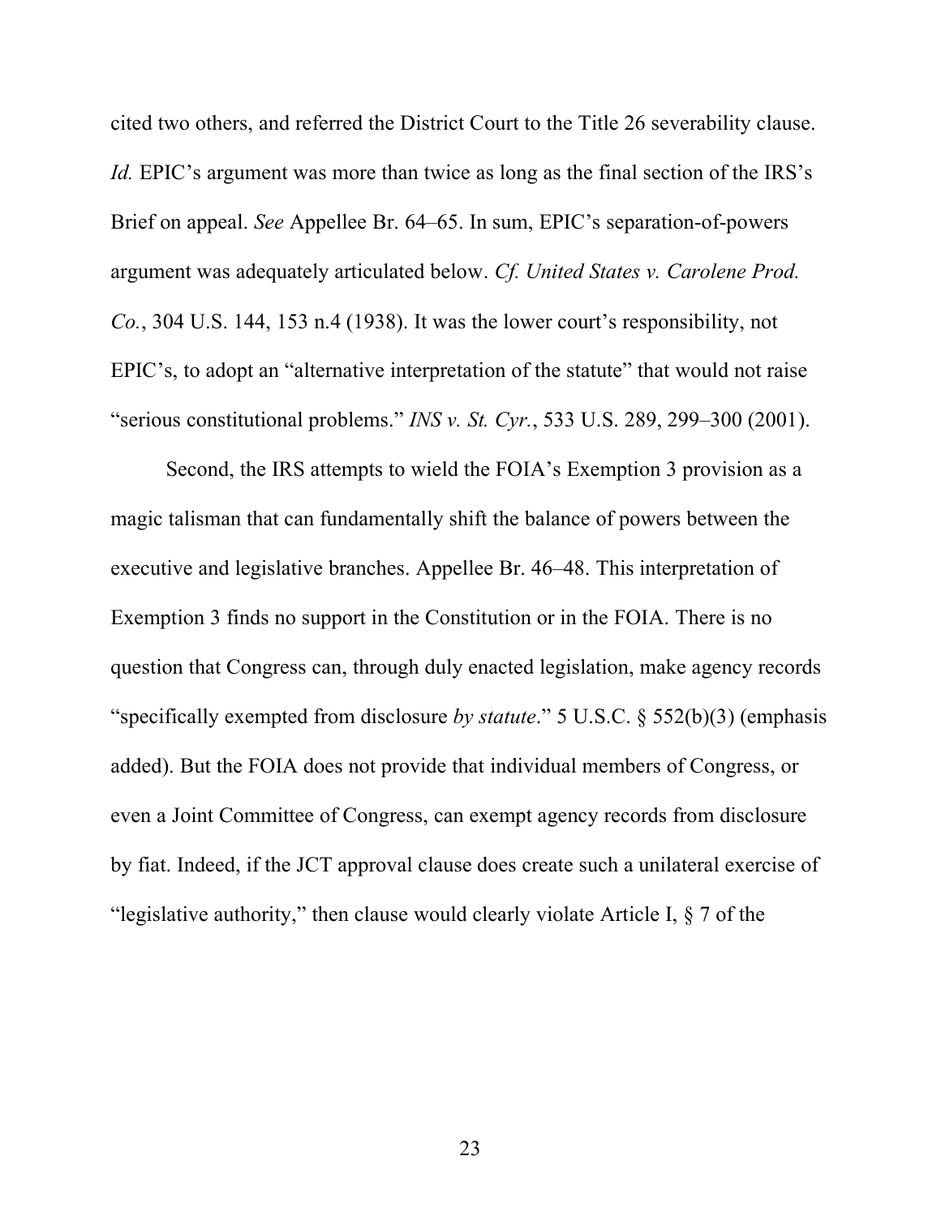cited two others, and referred the District Court to the Title 26 severability clause. *Id.* EPIC's argument was more than twice as long as the final section of the IRS's Brief on appeal. *See* Appellee Br. 64–65. In sum, EPIC's separation-of-powers argument was adequately articulated below. *Cf. United States v. Carolene Prod. Co.*, 304 U.S. 144, 153 n.4 (1938). It was the lower court's responsibility, not EPIC's, to adopt an "alternative interpretation of the statute" that would not raise "serious constitutional problems." *INS v. St. Cyr.*, 533 U.S. 289, 299–300 (2001).

Second, the IRS attempts to wield the FOIA's Exemption 3 provision as a magic talisman that can fundamentally shift the balance of powers between the executive and legislative branches. Appellee Br. 46–48. This interpretation of Exemption 3 finds no support in the Constitution or in the FOIA. There is no question that Congress can, through duly enacted legislation, make agency records "specifically exempted from disclosure *by statute*." 5 U.S.C. § 552(b)(3) (emphasis added). But the FOIA does not provide that individual members of Congress, or even a Joint Committee of Congress, can exempt agency records from disclosure by fiat. Indeed, if the JCT approval clause does create such a unilateral exercise of "legislative authority," then clause would clearly violate Article I, § 7 of the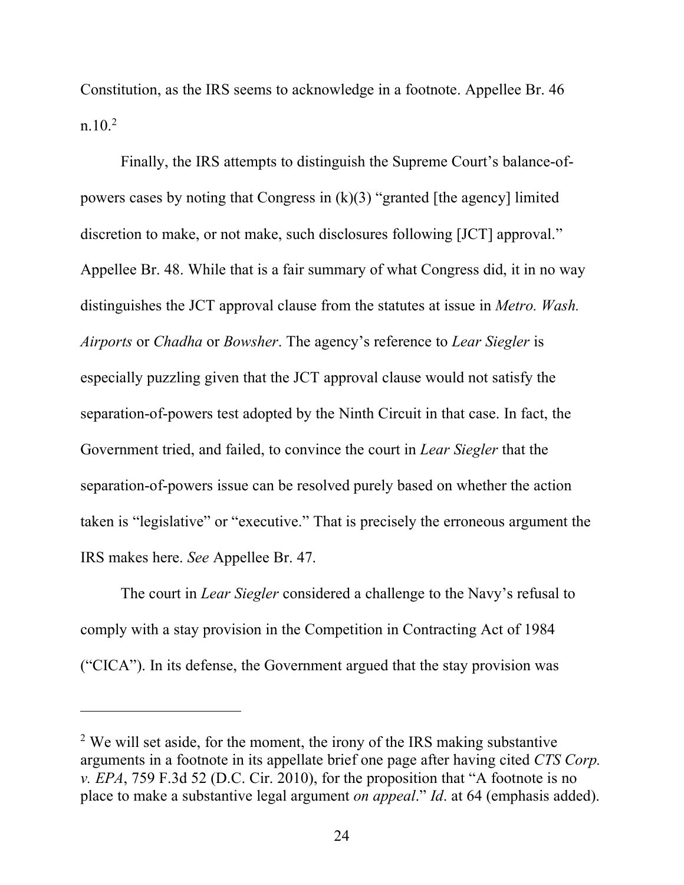Constitution, as the IRS seems to acknowledge in a footnote. Appellee Br. 46 n.10.[2]

Finally, the IRS attempts to distinguish the Supreme Court's balance-of-powers cases by noting that Congress in (k)(3) "granted [the agency] limited discretion to make, or not make, such disclosures following [JCT] approval." Appellee Br. 48. While that is a fair summary of what Congress did, it in no way distinguishes the JCT approval clause from the statutes at issue in *Metro. Wash. Airports* or *Chadha* or *Bowsher*. The agency's reference to *Lear Siegler* is especially puzzling given that the JCT approval clause would not satisfy the separation-of-powers test adopted by the Ninth Circuit in that case. In fact, the Government tried, and failed, to convince the court in *Lear Siegler* that the separation-of-powers issue can be resolved purely based on whether the action taken is "legislative" or "executive." That is precisely the erroneous argument the IRS makes here. *See* Appellee Br. 47.

The court in *Lear Siegler* considered a challenge to the Navy's refusal to comply with a stay provision in the Competition in Contracting Act of 1984 ("CICA"). In its defense, the Government argued that the stay provision was

---

[2] We will set aside, for the moment, the irony of the IRS making substantive arguments in a footnote in its appellate brief one page after having cited *CTS Corp. v. EPA*, 759 F.3d 52 (D.C. Cir. 2010), for the proposition that "A footnote is no place to make a substantive legal argument *on appeal*." *Id*. at 64 (emphasis added).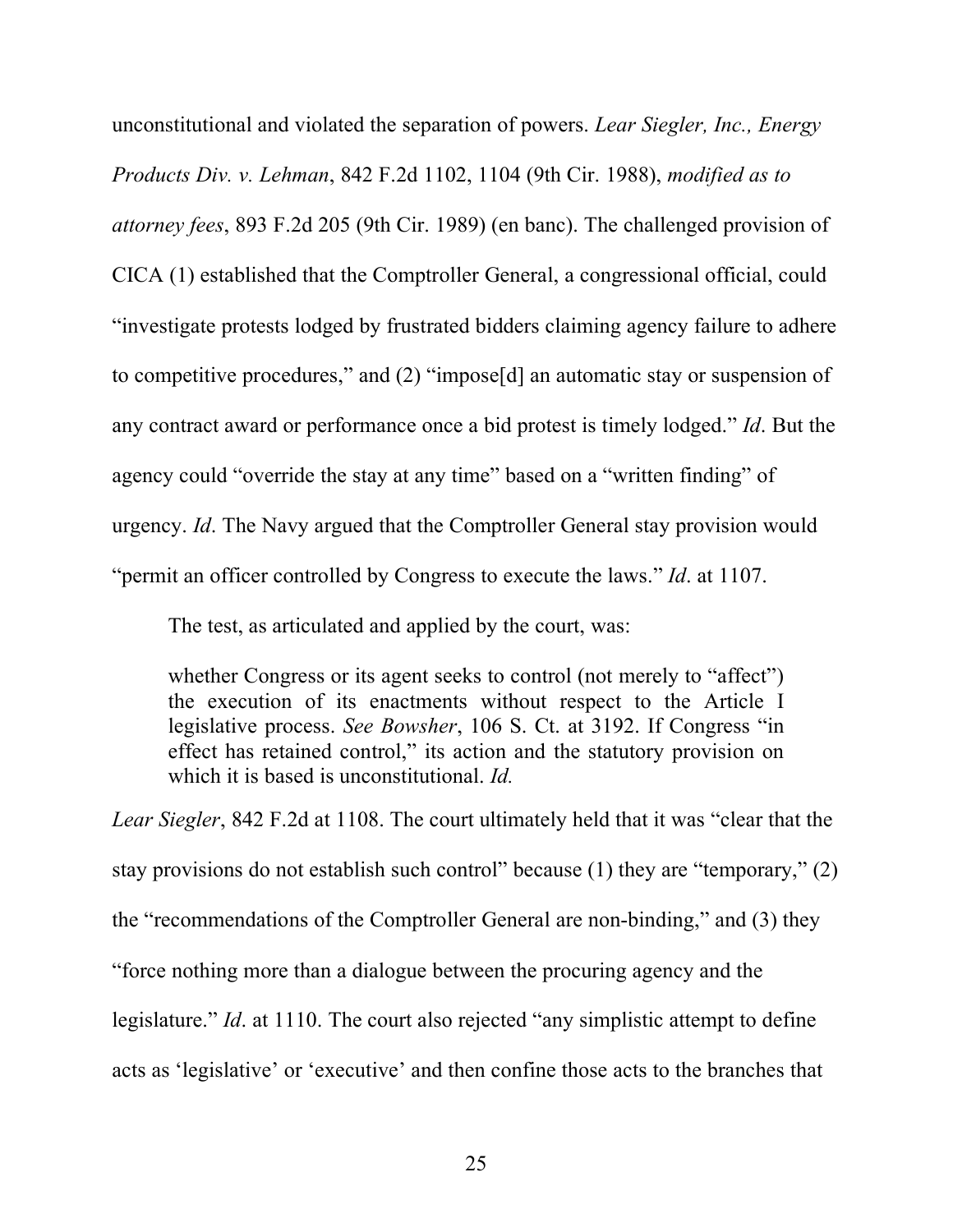unconstitutional and violated the separation of powers. *Lear Siegler, Inc., Energy Products Div. v. Lehman*, 842 F.2d 1102, 1104 (9th Cir. 1988), *modified as to attorney fees*, 893 F.2d 205 (9th Cir. 1989) (en banc). The challenged provision of CICA (1) established that the Comptroller General, a congressional official, could "investigate protests lodged by frustrated bidders claiming agency failure to adhere to competitive procedures," and (2) "impose[d] an automatic stay or suspension of any contract award or performance once a bid protest is timely lodged." *Id*. But the agency could "override the stay at any time" based on a "written finding" of urgency. *Id*. The Navy argued that the Comptroller General stay provision would "permit an officer controlled by Congress to execute the laws." *Id*. at 1107.

The test, as articulated and applied by the court, was:

> whether Congress or its agent seeks to control (not merely to "affect") the execution of its enactments without respect to the Article I legislative process. *See Bowsher*, 106 S. Ct. at 3192. If Congress "in effect has retained control," its action and the statutory provision on which it is based is unconstitutional. *Id.*

*Lear Siegler*, 842 F.2d at 1108. The court ultimately held that it was "clear that the stay provisions do not establish such control" because (1) they are "temporary," (2) the "recommendations of the Comptroller General are non-binding," and (3) they "force nothing more than a dialogue between the procuring agency and the legislature." *Id*. at 1110. The court also rejected "any simplistic attempt to define acts as 'legislative' or 'executive' and then confine those acts to the branches that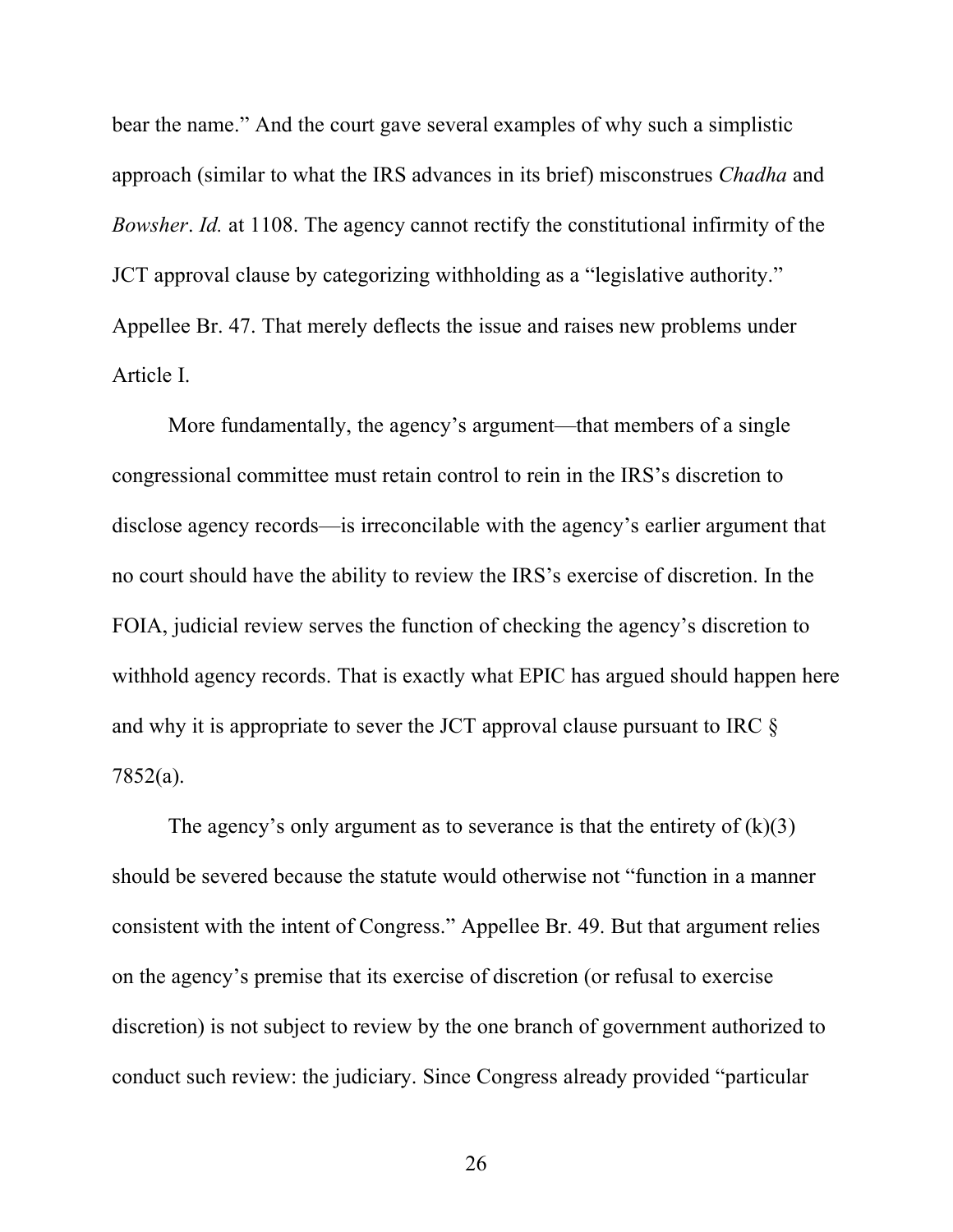bear the name." And the court gave several examples of why such a simplistic approach (similar to what the IRS advances in its brief) misconstrues *Chadha* and *Bowsher*. *Id.* at 1108. The agency cannot rectify the constitutional infirmity of the JCT approval clause by categorizing withholding as a "legislative authority." Appellee Br. 47. That merely deflects the issue and raises new problems under Article I.

More fundamentally, the agency's argument—that members of a single congressional committee must retain control to rein in the IRS's discretion to disclose agency records—is irreconcilable with the agency's earlier argument that no court should have the ability to review the IRS's exercise of discretion. In the FOIA, judicial review serves the function of checking the agency's discretion to withhold agency records. That is exactly what EPIC has argued should happen here and why it is appropriate to sever the JCT approval clause pursuant to IRC § 7852(a).

The agency's only argument as to severance is that the entirety of (k)(3) should be severed because the statute would otherwise not "function in a manner consistent with the intent of Congress." Appellee Br. 49. But that argument relies on the agency's premise that its exercise of discretion (or refusal to exercise discretion) is not subject to review by the one branch of government authorized to conduct such review: the judiciary. Since Congress already provided "particular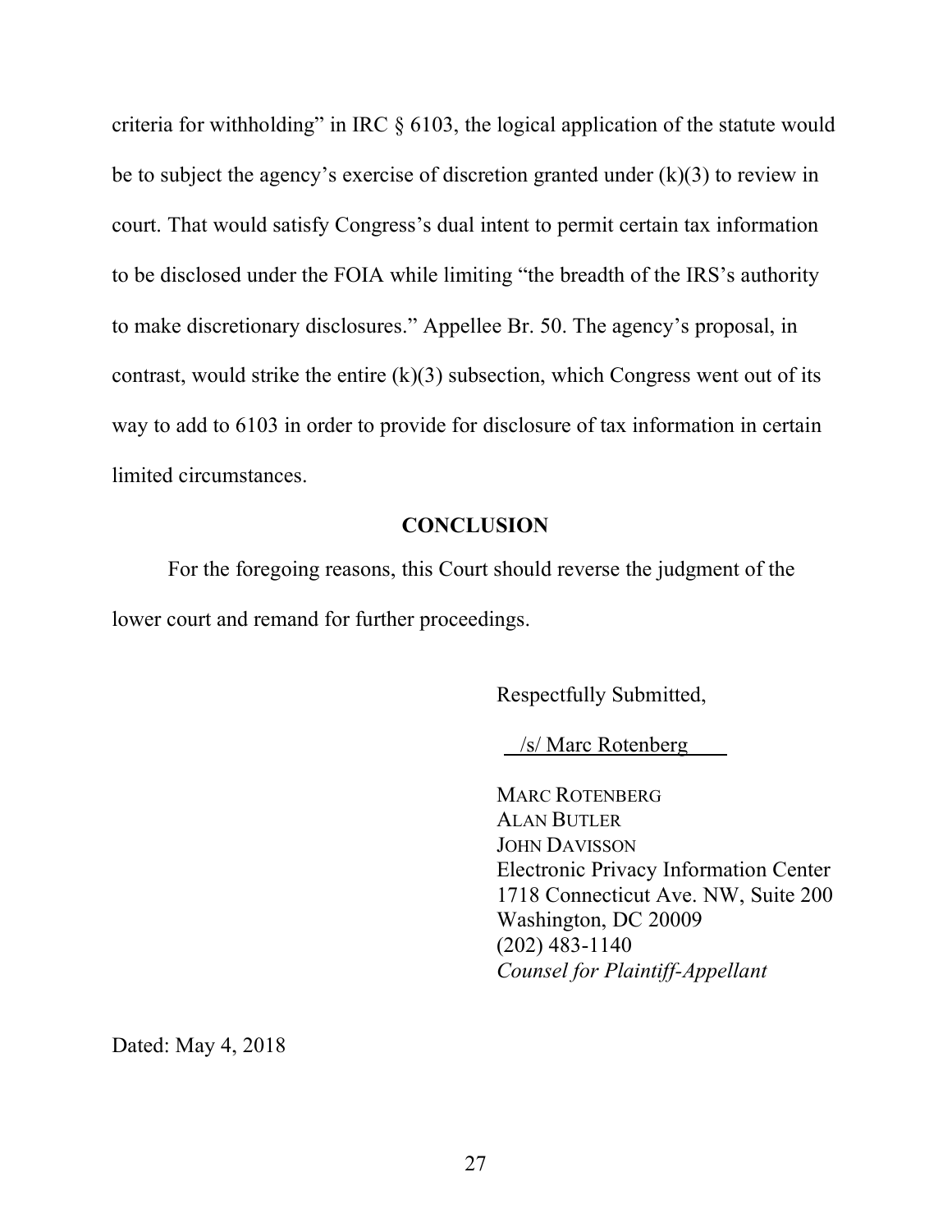criteria for withholding" in IRC § 6103, the logical application of the statute would be to subject the agency's exercise of discretion granted under (k)(3) to review in court. That would satisfy Congress's dual intent to permit certain tax information to be disclosed under the FOIA while limiting "the breadth of the IRS's authority to make discretionary disclosures." Appellee Br. 50. The agency's proposal, in contrast, would strike the entire (k)(3) subsection, which Congress went out of its way to add to 6103 in order to provide for disclosure of tax information in certain limited circumstances.

## CONCLUSION

For the foregoing reasons, this Court should reverse the judgment of the lower court and remand for further proceedings.

Respectfully Submitted,

/s/ Marc Rotenberg

MARC ROTENBERG
ALAN BUTLER
JOHN DAVISSON
Electronic Privacy Information Center
1718 Connecticut Ave. NW, Suite 200
Washington, DC 20009
(202) 483-1140
*Counsel for Plaintiff-Appellant*

Dated: May 4, 2018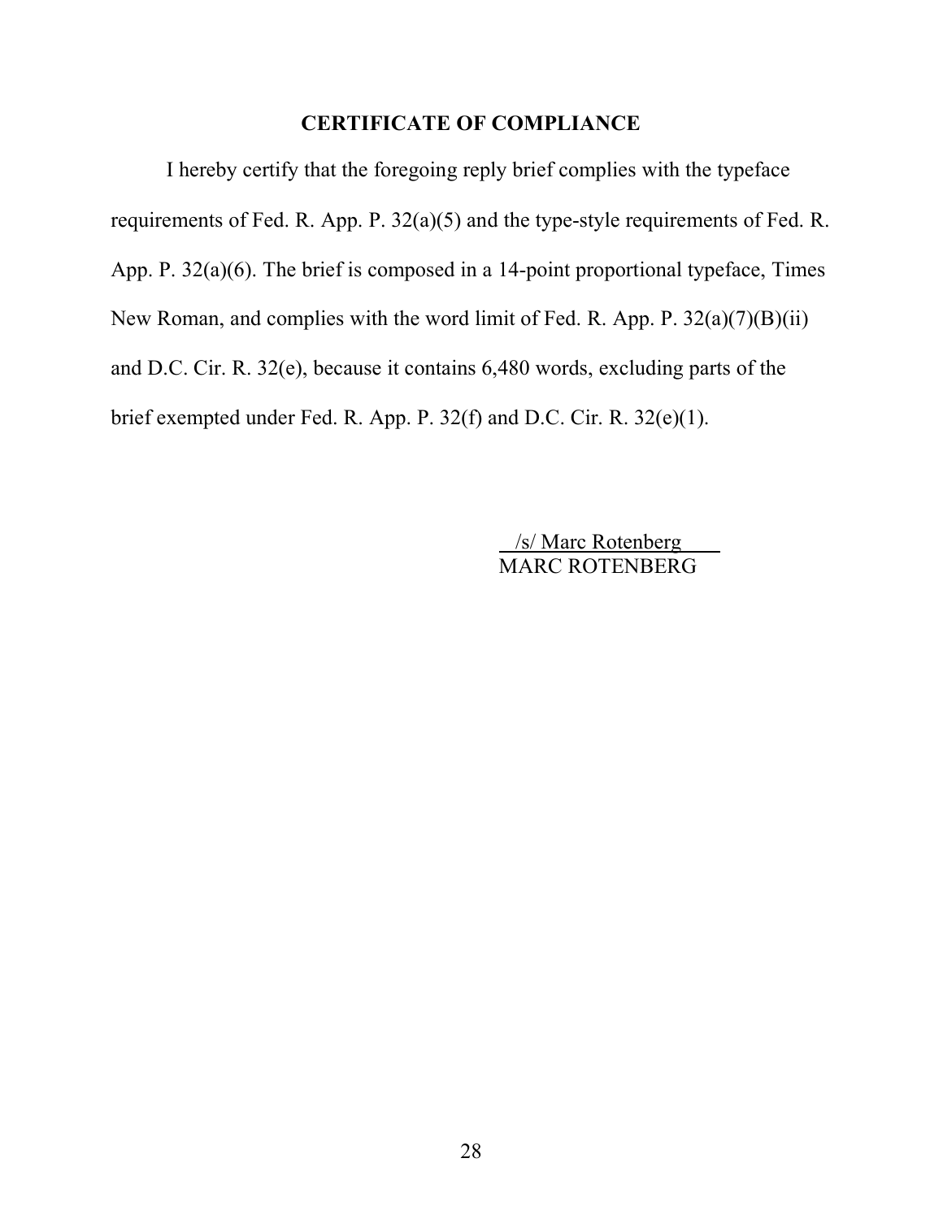## CERTIFICATE OF COMPLIANCE

I hereby certify that the foregoing reply brief complies with the typeface requirements of Fed. R. App. P. 32(a)(5) and the type-style requirements of Fed. R. App. P. 32(a)(6). The brief is composed in a 14-point proportional typeface, Times New Roman, and complies with the word limit of Fed. R. App. P. 32(a)(7)(B)(ii) and D.C. Cir. R. 32(e), because it contains 6,480 words, excluding parts of the brief exempted under Fed. R. App. P. 32(f) and D.C. Cir. R. 32(e)(1).

/s/ Marc Rotenberg
MARC ROTENBERG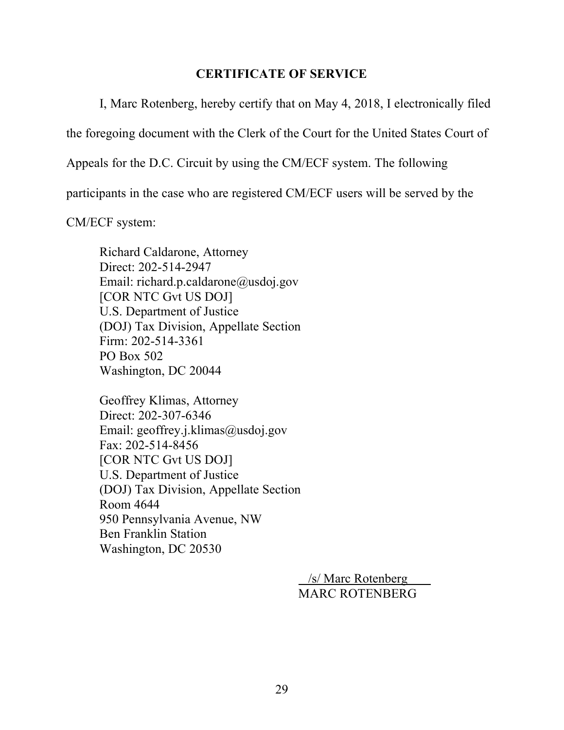## CERTIFICATE OF SERVICE

I, Marc Rotenberg, hereby certify that on May 4, 2018, I electronically filed the foregoing document with the Clerk of the Court for the United States Court of Appeals for the D.C. Circuit by using the CM/ECF system. The following participants in the case who are registered CM/ECF users will be served by the CM/ECF system:

Richard Caldarone, Attorney
Direct: 202-514-2947
Email: richard.p.caldarone@usdoj.gov
[COR NTC Gvt US DOJ]
U.S. Department of Justice
(DOJ) Tax Division, Appellate Section
Firm: 202-514-3361
PO Box 502
Washington, DC 20044

Geoffrey Klimas, Attorney
Direct: 202-307-6346
Email: geoffrey.j.klimas@usdoj.gov
Fax: 202-514-8456
[COR NTC Gvt US DOJ]
U.S. Department of Justice
(DOJ) Tax Division, Appellate Section
Room 4644
950 Pennsylvania Avenue, NW
Ben Franklin Station
Washington, DC 20530

/s/ Marc Rotenberg
MARC ROTENBERG